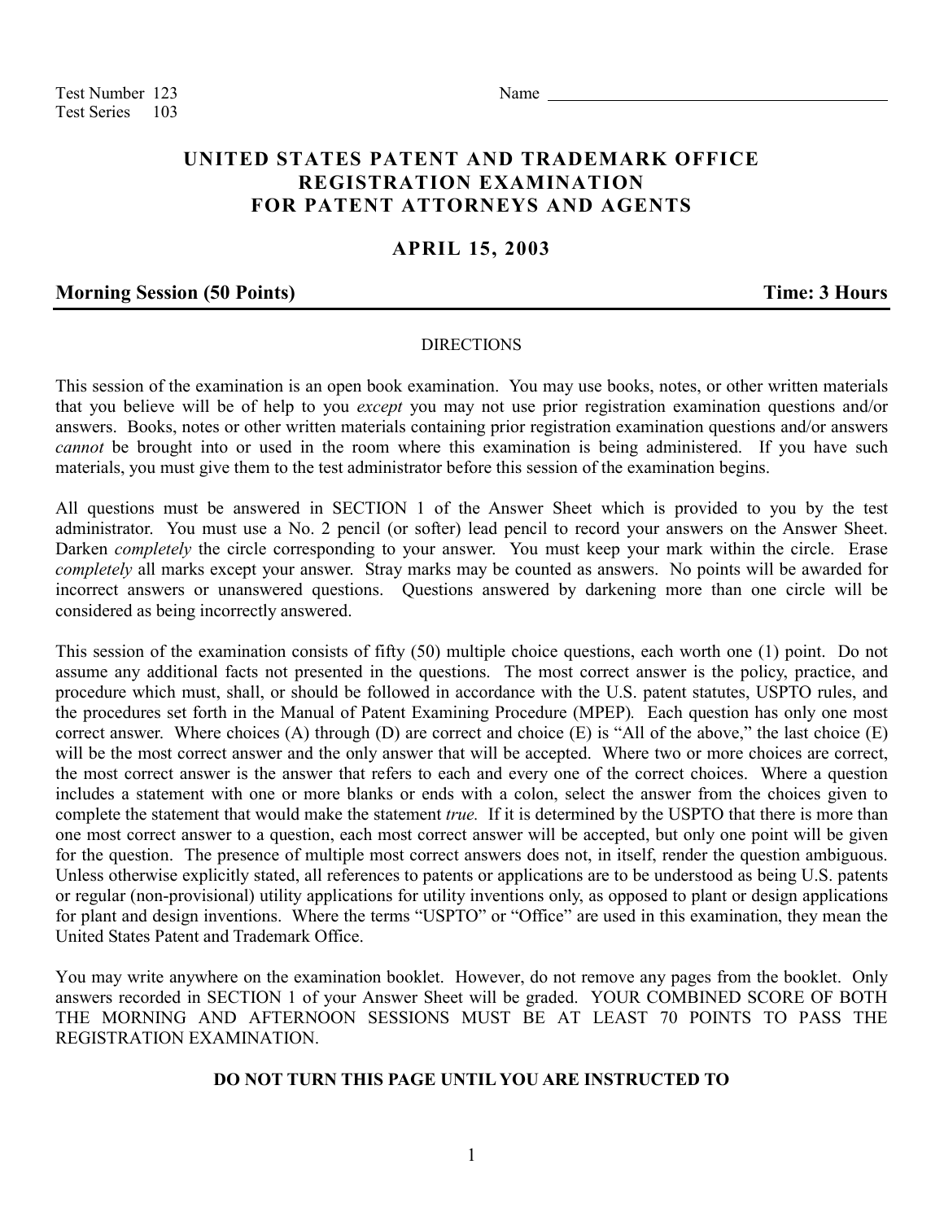Test Number 123
Test Series 103

Name ______________________________

# UNITED STATES PATENT AND TRADEMARK OFFICE
# REGISTRATION EXAMINATION
# FOR PATENT ATTORNEYS AND AGENTS

## APRIL 15, 2003

**Morning Session (50 Points)** **Time: 3 Hours**

---

DIRECTIONS

This session of the examination is an open book examination. You may use books, notes, or other written materials that you believe will be of help to you *except* you may not use prior registration examination questions and/or answers. Books, notes or other written materials containing prior registration examination questions and/or answers *cannot* be brought into or used in the room where this examination is being administered. If you have such materials, you must give them to the test administrator before this session of the examination begins.

All questions must be answered in SECTION 1 of the Answer Sheet which is provided to you by the test administrator. You must use a No. 2 pencil (or softer) lead pencil to record your answers on the Answer Sheet. Darken *completely* the circle corresponding to your answer. You must keep your mark within the circle. Erase *completely* all marks except your answer. Stray marks may be counted as answers. No points will be awarded for incorrect answers or unanswered questions. Questions answered by darkening more than one circle will be considered as being incorrectly answered.

This session of the examination consists of fifty (50) multiple choice questions, each worth one (1) point. Do not assume any additional facts not presented in the questions. The most correct answer is the policy, practice, and procedure which must, shall, or should be followed in accordance with the U.S. patent statutes, USPTO rules, and the procedures set forth in the Manual of Patent Examining Procedure (MPEP). Each question has only one most correct answer. Where choices (A) through (D) are correct and choice (E) is "All of the above," the last choice (E) will be the most correct answer and the only answer that will be accepted. Where two or more choices are correct, the most correct answer is the answer that refers to each and every one of the correct choices. Where a question includes a statement with one or more blanks or ends with a colon, select the answer from the choices given to complete the statement that would make the statement *true.* If it is determined by the USPTO that there is more than one most correct answer to a question, each most correct answer will be accepted, but only one point will be given for the question. The presence of multiple most correct answers does not, in itself, render the question ambiguous. Unless otherwise explicitly stated, all references to patents or applications are to be understood as being U.S. patents or regular (non-provisional) utility applications for utility inventions only, as opposed to plant or design applications for plant and design inventions. Where the terms "USPTO" or "Office" are used in this examination, they mean the United States Patent and Trademark Office.

You may write anywhere on the examination booklet. However, do not remove any pages from the booklet. Only answers recorded in SECTION 1 of your Answer Sheet will be graded. YOUR COMBINED SCORE OF BOTH THE MORNING AND AFTERNOON SESSIONS MUST BE AT LEAST 70 POINTS TO PASS THE REGISTRATION EXAMINATION.

**DO NOT TURN THIS PAGE UNTIL YOU ARE INSTRUCTED TO**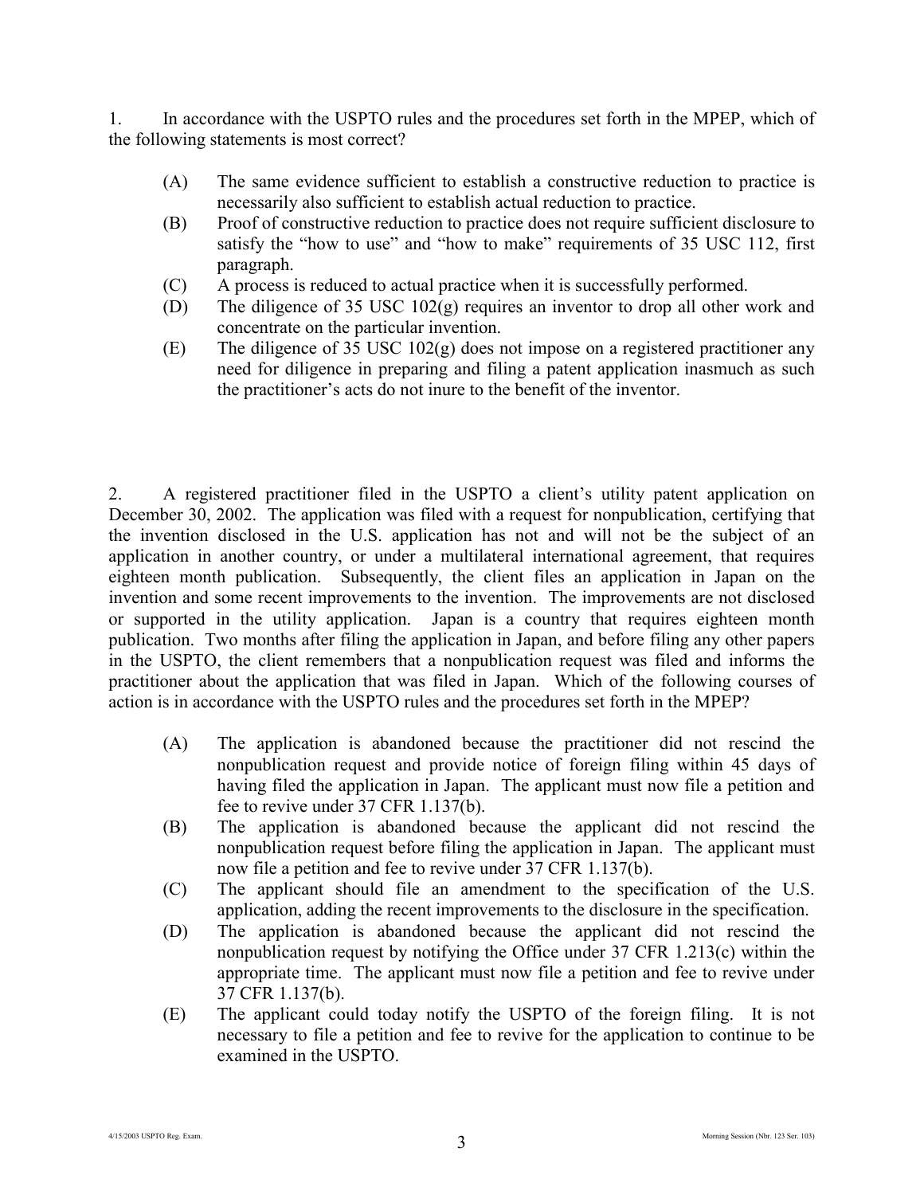1. In accordance with the USPTO rules and the procedures set forth in the MPEP, which of the following statements is most correct?

(A) The same evidence sufficient to establish a constructive reduction to practice is necessarily also sufficient to establish actual reduction to practice.

(B) Proof of constructive reduction to practice does not require sufficient disclosure to satisfy the "how to use" and "how to make" requirements of 35 USC 112, first paragraph.

(C) A process is reduced to actual practice when it is successfully performed.

(D) The diligence of 35 USC 102(g) requires an inventor to drop all other work and concentrate on the particular invention.

(E) The diligence of 35 USC 102(g) does not impose on a registered practitioner any need for diligence in preparing and filing a patent application inasmuch as such the practitioner's acts do not inure to the benefit of the inventor.

2. A registered practitioner filed in the USPTO a client's utility patent application on December 30, 2002. The application was filed with a request for nonpublication, certifying that the invention disclosed in the U.S. application has not and will not be the subject of an application in another country, or under a multilateral international agreement, that requires eighteen month publication. Subsequently, the client files an application in Japan on the invention and some recent improvements to the invention. The improvements are not disclosed or supported in the utility application. Japan is a country that requires eighteen month publication. Two months after filing the application in Japan, and before filing any other papers in the USPTO, the client remembers that a nonpublication request was filed and informs the practitioner about the application that was filed in Japan. Which of the following courses of action is in accordance with the USPTO rules and the procedures set forth in the MPEP?

(A) The application is abandoned because the practitioner did not rescind the nonpublication request and provide notice of foreign filing within 45 days of having filed the application in Japan. The applicant must now file a petition and fee to revive under 37 CFR 1.137(b).

(B) The application is abandoned because the applicant did not rescind the nonpublication request before filing the application in Japan. The applicant must now file a petition and fee to revive under 37 CFR 1.137(b).

(C) The applicant should file an amendment to the specification of the U.S. application, adding the recent improvements to the disclosure in the specification.

(D) The application is abandoned because the applicant did not rescind the nonpublication request by notifying the Office under 37 CFR 1.213(c) within the appropriate time. The applicant must now file a petition and fee to revive under 37 CFR 1.137(b).

(E) The applicant could today notify the USPTO of the foreign filing. It is not necessary to file a petition and fee to revive for the application to continue to be examined in the USPTO.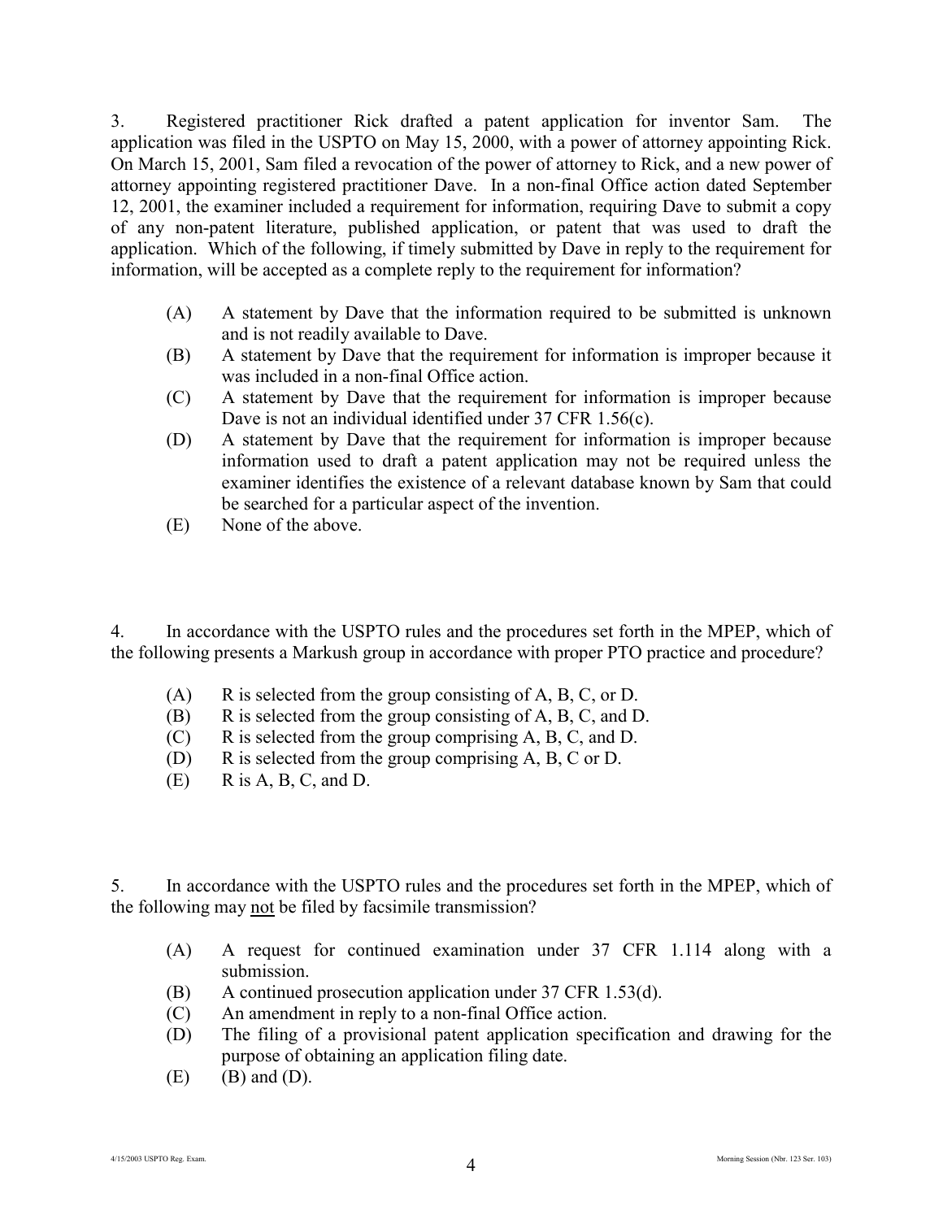3. Registered practitioner Rick drafted a patent application for inventor Sam. The application was filed in the USPTO on May 15, 2000, with a power of attorney appointing Rick. On March 15, 2001, Sam filed a revocation of the power of attorney to Rick, and a new power of attorney appointing registered practitioner Dave. In a non-final Office action dated September 12, 2001, the examiner included a requirement for information, requiring Dave to submit a copy of any non-patent literature, published application, or patent that was used to draft the application. Which of the following, if timely submitted by Dave in reply to the requirement for information, will be accepted as a complete reply to the requirement for information?

(A) A statement by Dave that the information required to be submitted is unknown and is not readily available to Dave.
(B) A statement by Dave that the requirement for information is improper because it was included in a non-final Office action.
(C) A statement by Dave that the requirement for information is improper because Dave is not an individual identified under 37 CFR 1.56(c).
(D) A statement by Dave that the requirement for information is improper because information used to draft a patent application may not be required unless the examiner identifies the existence of a relevant database known by Sam that could be searched for a particular aspect of the invention.
(E) None of the above.

4. In accordance with the USPTO rules and the procedures set forth in the MPEP, which of the following presents a Markush group in accordance with proper PTO practice and procedure?

(A) R is selected from the group consisting of A, B, C, or D.
(B) R is selected from the group consisting of A, B, C, and D.
(C) R is selected from the group comprising A, B, C, and D.
(D) R is selected from the group comprising A, B, C or D.
(E) R is A, B, C, and D.

5. In accordance with the USPTO rules and the procedures set forth in the MPEP, which of the following may <u>not</u> be filed by facsimile transmission?

(A) A request for continued examination under 37 CFR 1.114 along with a submission.
(B) A continued prosecution application under 37 CFR 1.53(d).
(C) An amendment in reply to a non-final Office action.
(D) The filing of a provisional patent application specification and drawing for the purpose of obtaining an application filing date.
(E) (B) and (D).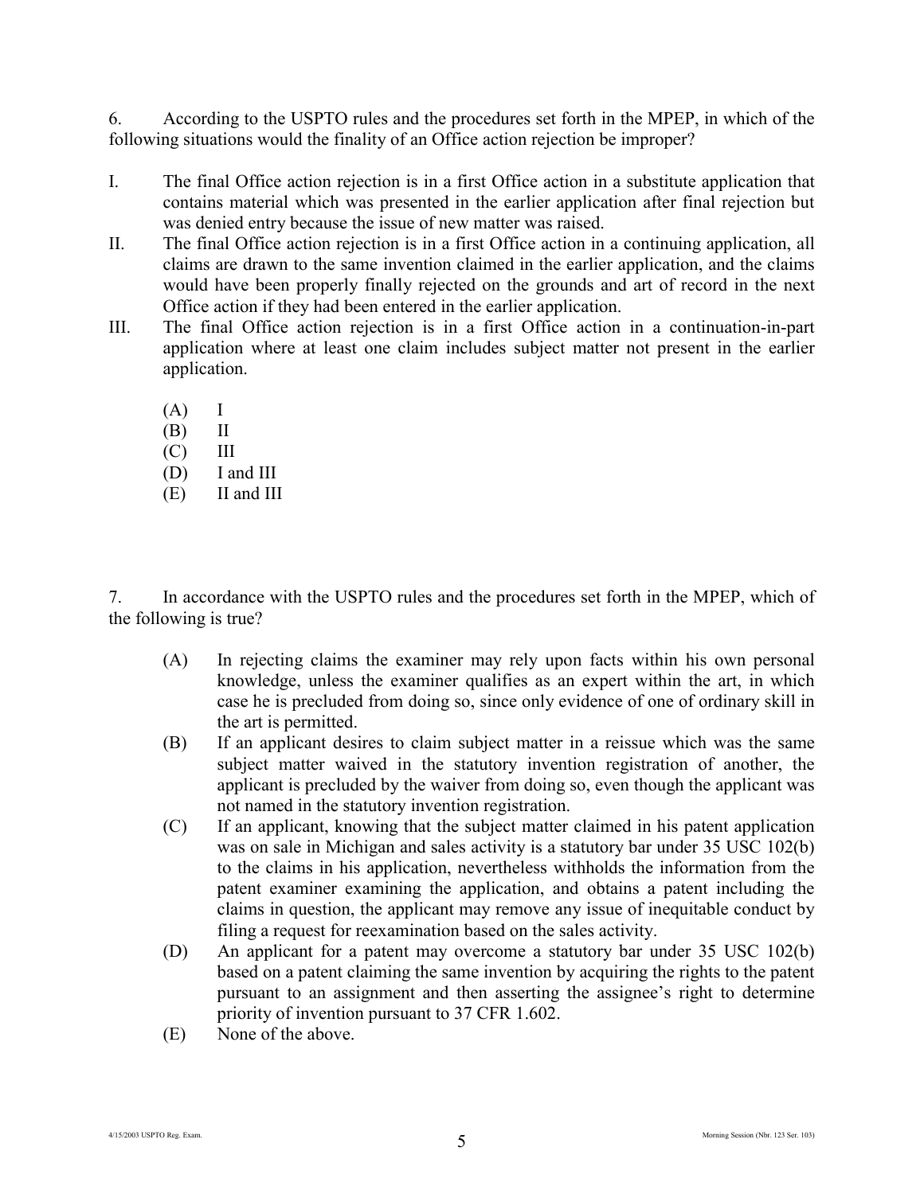6. According to the USPTO rules and the procedures set forth in the MPEP, in which of the following situations would the finality of an Office action rejection be improper?

I. The final Office action rejection is in a first Office action in a substitute application that contains material which was presented in the earlier application after final rejection but was denied entry because the issue of new matter was raised.

II. The final Office action rejection is in a first Office action in a continuing application, all claims are drawn to the same invention claimed in the earlier application, and the claims would have been properly finally rejected on the grounds and art of record in the next Office action if they had been entered in the earlier application.

III. The final Office action rejection is in a first Office action in a continuation-in-part application where at least one claim includes subject matter not present in the earlier application.

(A) I
(B) II
(C) III
(D) I and III
(E) II and III

7. In accordance with the USPTO rules and the procedures set forth in the MPEP, which of the following is true?

(A) In rejecting claims the examiner may rely upon facts within his own personal knowledge, unless the examiner qualifies as an expert within the art, in which case he is precluded from doing so, since only evidence of one of ordinary skill in the art is permitted.

(B) If an applicant desires to claim subject matter in a reissue which was the same subject matter waived in the statutory invention registration of another, the applicant is precluded by the waiver from doing so, even though the applicant was not named in the statutory invention registration.

(C) If an applicant, knowing that the subject matter claimed in his patent application was on sale in Michigan and sales activity is a statutory bar under 35 USC 102(b) to the claims in his application, nevertheless withholds the information from the patent examiner examining the application, and obtains a patent including the claims in question, the applicant may remove any issue of inequitable conduct by filing a request for reexamination based on the sales activity.

(D) An applicant for a patent may overcome a statutory bar under 35 USC 102(b) based on a patent claiming the same invention by acquiring the rights to the patent pursuant to an assignment and then asserting the assignee's right to determine priority of invention pursuant to 37 CFR 1.602.

(E) None of the above.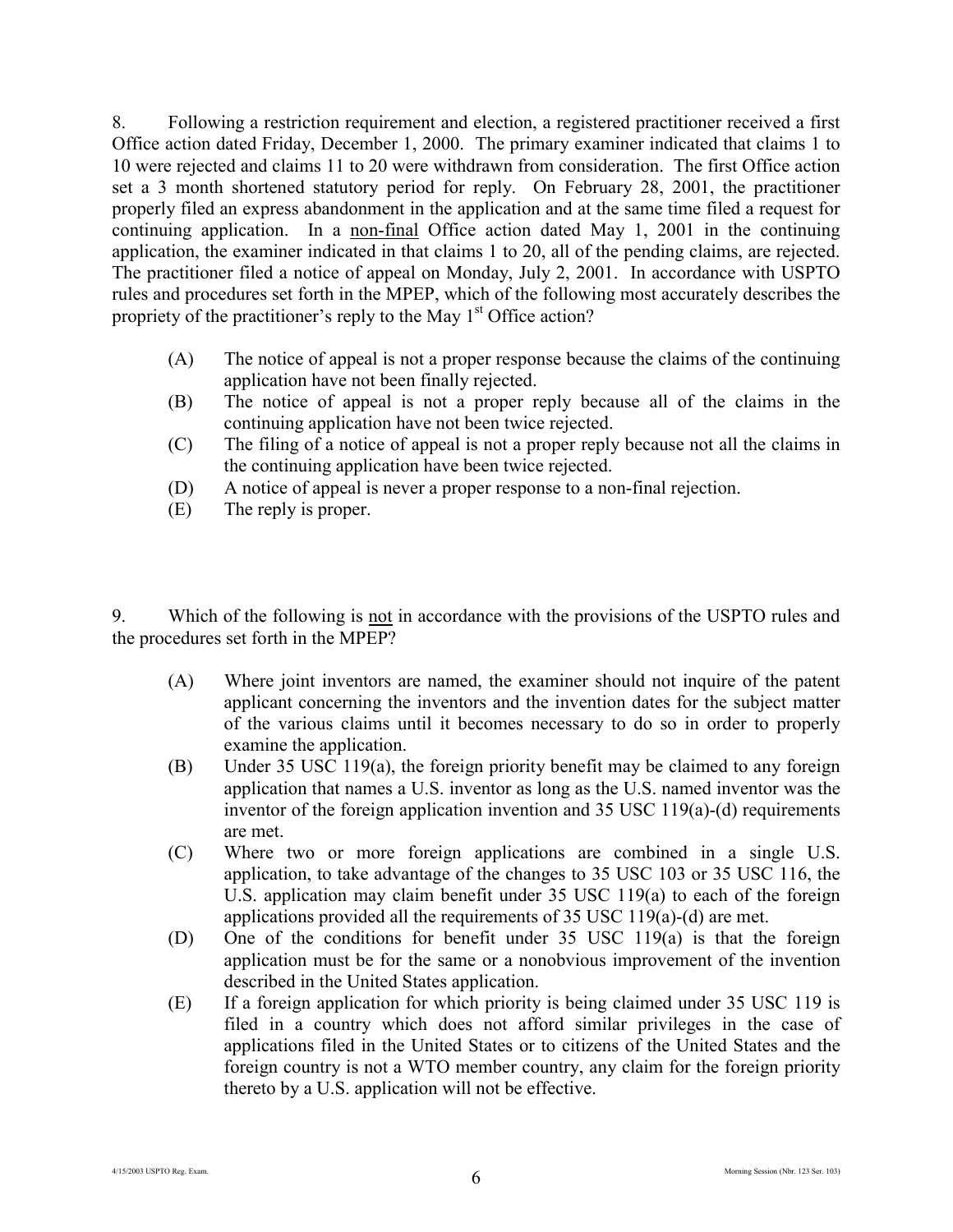8. Following a restriction requirement and election, a registered practitioner received a first Office action dated Friday, December 1, 2000. The primary examiner indicated that claims 1 to 10 were rejected and claims 11 to 20 were withdrawn from consideration. The first Office action set a 3 month shortened statutory period for reply. On February 28, 2001, the practitioner properly filed an express abandonment in the application and at the same time filed a request for continuing application. In a <u>non-final</u> Office action dated May 1, 2001 in the continuing application, the examiner indicated in that claims 1 to 20, all of the pending claims, are rejected. The practitioner filed a notice of appeal on Monday, July 2, 2001. In accordance with USPTO rules and procedures set forth in the MPEP, which of the following most accurately describes the propriety of the practitioner's reply to the May 1st Office action?

- (A) The notice of appeal is not a proper response because the claims of the continuing application have not been finally rejected.
- (B) The notice of appeal is not a proper reply because all of the claims in the continuing application have not been twice rejected.
- (C) The filing of a notice of appeal is not a proper reply because not all the claims in the continuing application have been twice rejected.
- (D) A notice of appeal is never a proper response to a non-final rejection.
- (E) The reply is proper.

9. Which of the following is <u>not</u> in accordance with the provisions of the USPTO rules and the procedures set forth in the MPEP?

- (A) Where joint inventors are named, the examiner should not inquire of the patent applicant concerning the inventors and the invention dates for the subject matter of the various claims until it becomes necessary to do so in order to properly examine the application.
- (B) Under 35 USC 119(a), the foreign priority benefit may be claimed to any foreign application that names a U.S. inventor as long as the U.S. named inventor was the inventor of the foreign application invention and 35 USC 119(a)-(d) requirements are met.
- (C) Where two or more foreign applications are combined in a single U.S. application, to take advantage of the changes to 35 USC 103 or 35 USC 116, the U.S. application may claim benefit under 35 USC 119(a) to each of the foreign applications provided all the requirements of 35 USC 119(a)-(d) are met.
- (D) One of the conditions for benefit under 35 USC 119(a) is that the foreign application must be for the same or a nonobvious improvement of the invention described in the United States application.
- (E) If a foreign application for which priority is being claimed under 35 USC 119 is filed in a country which does not afford similar privileges in the case of applications filed in the United States or to citizens of the United States and the foreign country is not a WTO member country, any claim for the foreign priority thereto by a U.S. application will not be effective.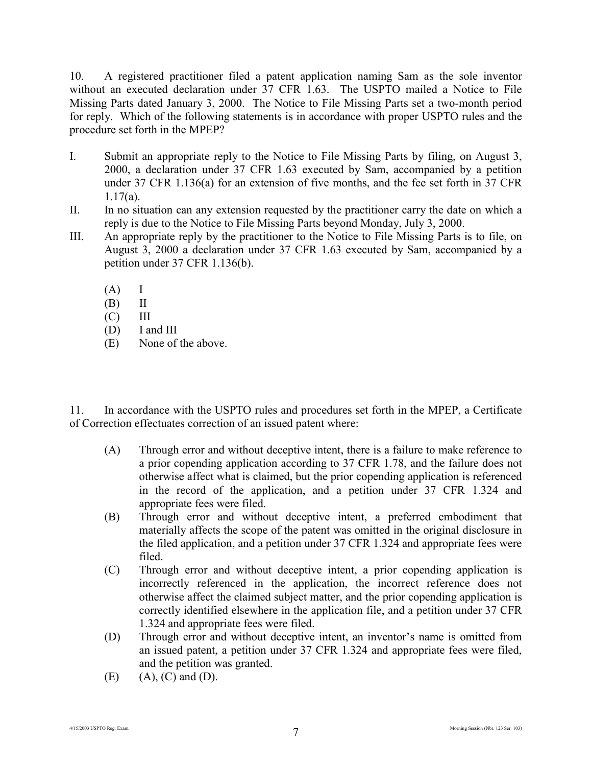10. A registered practitioner filed a patent application naming Sam as the sole inventor without an executed declaration under 37 CFR 1.63. The USPTO mailed a Notice to File Missing Parts dated January 3, 2000. The Notice to File Missing Parts set a two-month period for reply. Which of the following statements is in accordance with proper USPTO rules and the procedure set forth in the MPEP?

I. Submit an appropriate reply to the Notice to File Missing Parts by filing, on August 3, 2000, a declaration under 37 CFR 1.63 executed by Sam, accompanied by a petition under 37 CFR 1.136(a) for an extension of five months, and the fee set forth in 37 CFR 1.17(a).

II. In no situation can any extension requested by the practitioner carry the date on which a reply is due to the Notice to File Missing Parts beyond Monday, July 3, 2000.

III. An appropriate reply by the practitioner to the Notice to File Missing Parts is to file, on August 3, 2000 a declaration under 37 CFR 1.63 executed by Sam, accompanied by a petition under 37 CFR 1.136(b).

(A) I
(B) II
(C) III
(D) I and III
(E) None of the above.

11. In accordance with the USPTO rules and procedures set forth in the MPEP, a Certificate of Correction effectuates correction of an issued patent where:

(A) Through error and without deceptive intent, there is a failure to make reference to a prior copending application according to 37 CFR 1.78, and the failure does not otherwise affect what is claimed, but the prior copending application is referenced in the record of the application, and a petition under 37 CFR 1.324 and appropriate fees were filed.

(B) Through error and without deceptive intent, a preferred embodiment that materially affects the scope of the patent was omitted in the original disclosure in the filed application, and a petition under 37 CFR 1.324 and appropriate fees were filed.

(C) Through error and without deceptive intent, a prior copending application is incorrectly referenced in the application, the incorrect reference does not otherwise affect the claimed subject matter, and the prior copending application is correctly identified elsewhere in the application file, and a petition under 37 CFR 1.324 and appropriate fees were filed.

(D) Through error and without deceptive intent, an inventor's name is omitted from an issued patent, a petition under 37 CFR 1.324 and appropriate fees were filed, and the petition was granted.

(E) (A), (C) and (D).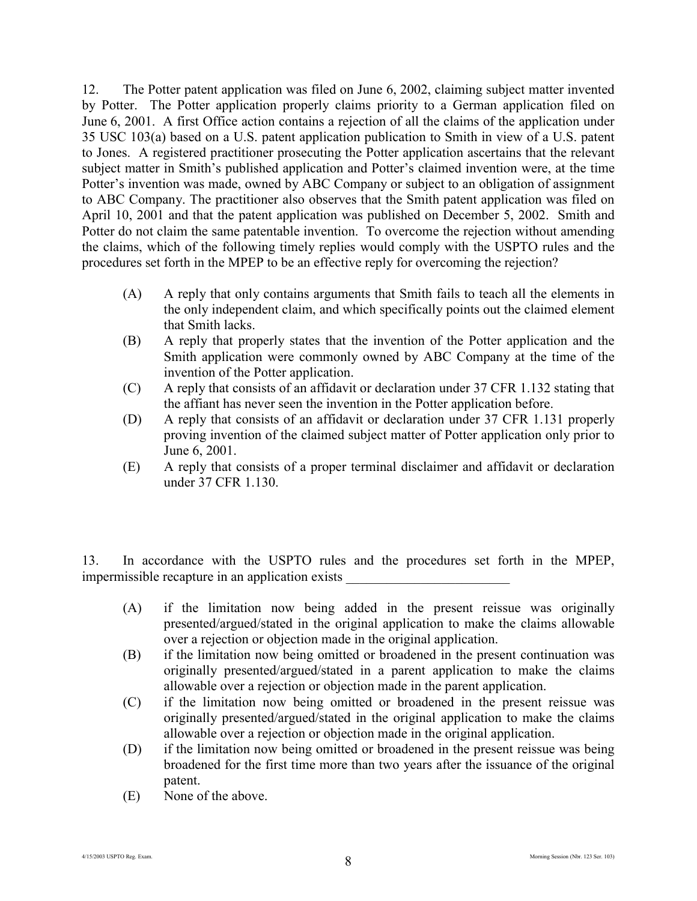12. The Potter patent application was filed on June 6, 2002, claiming subject matter invented by Potter. The Potter application properly claims priority to a German application filed on June 6, 2001. A first Office action contains a rejection of all the claims of the application under 35 USC 103(a) based on a U.S. patent application publication to Smith in view of a U.S. patent to Jones. A registered practitioner prosecuting the Potter application ascertains that the relevant subject matter in Smith's published application and Potter's claimed invention were, at the time Potter's invention was made, owned by ABC Company or subject to an obligation of assignment to ABC Company. The practitioner also observes that the Smith patent application was filed on April 10, 2001 and that the patent application was published on December 5, 2002. Smith and Potter do not claim the same patentable invention. To overcome the rejection without amending the claims, which of the following timely replies would comply with the USPTO rules and the procedures set forth in the MPEP to be an effective reply for overcoming the rejection?

(A) A reply that only contains arguments that Smith fails to teach all the elements in the only independent claim, and which specifically points out the claimed element that Smith lacks.

(B) A reply that properly states that the invention of the Potter application and the Smith application were commonly owned by ABC Company at the time of the invention of the Potter application.

(C) A reply that consists of an affidavit or declaration under 37 CFR 1.132 stating that the affiant has never seen the invention in the Potter application before.

(D) A reply that consists of an affidavit or declaration under 37 CFR 1.131 properly proving invention of the claimed subject matter of Potter application only prior to June 6, 2001.

(E) A reply that consists of a proper terminal disclaimer and affidavit or declaration under 37 CFR 1.130.

13. In accordance with the USPTO rules and the procedures set forth in the MPEP, impermissible recapture in an application exists ________________________

(A) if the limitation now being added in the present reissue was originally presented/argued/stated in the original application to make the claims allowable over a rejection or objection made in the original application.

(B) if the limitation now being omitted or broadened in the present continuation was originally presented/argued/stated in a parent application to make the claims allowable over a rejection or objection made in the parent application.

(C) if the limitation now being omitted or broadened in the present reissue was originally presented/argued/stated in the original application to make the claims allowable over a rejection or objection made in the original application.

(D) if the limitation now being omitted or broadened in the present reissue was being broadened for the first time more than two years after the issuance of the original patent.

(E) None of the above.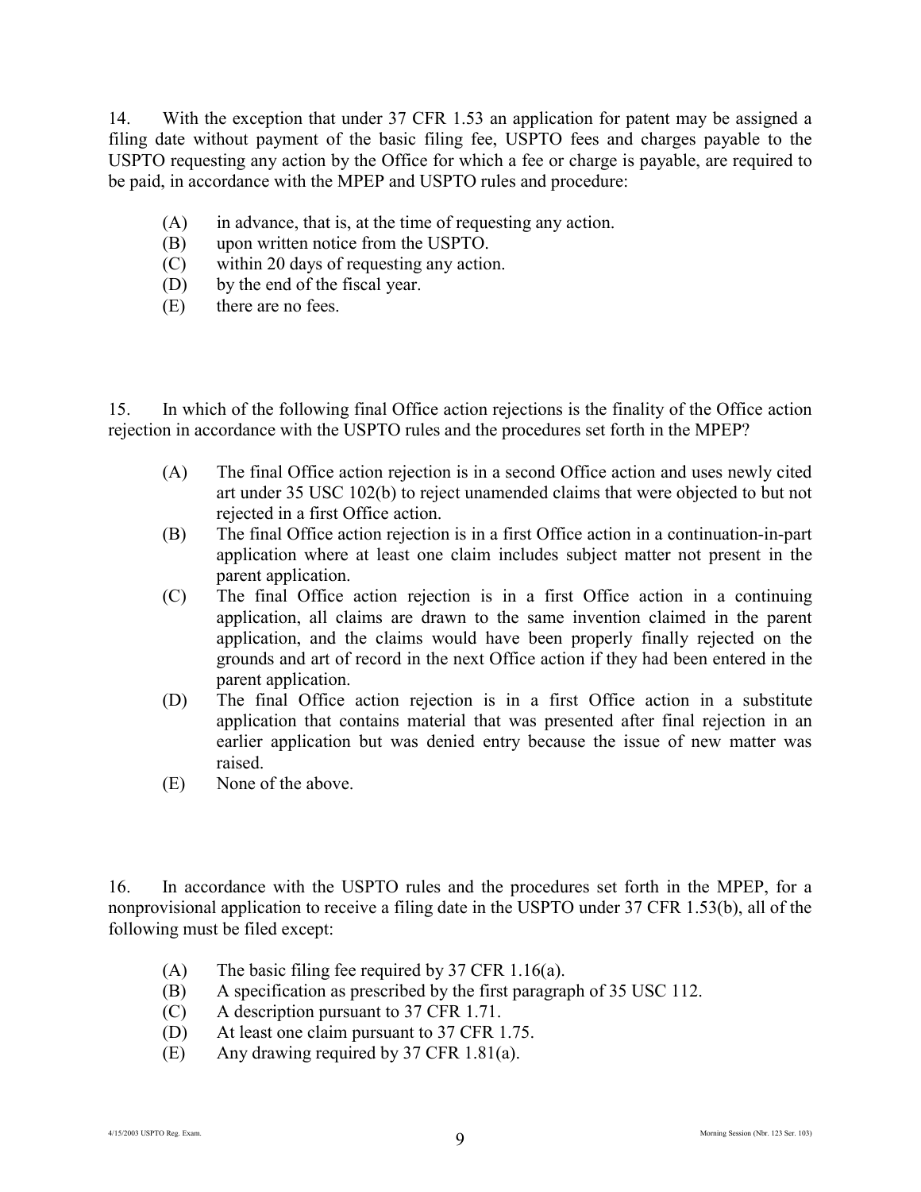14. With the exception that under 37 CFR 1.53 an application for patent may be assigned a filing date without payment of the basic filing fee, USPTO fees and charges payable to the USPTO requesting any action by the Office for which a fee or charge is payable, are required to be paid, in accordance with the MPEP and USPTO rules and procedure:

- (A) in advance, that is, at the time of requesting any action.
- (B) upon written notice from the USPTO.
- (C) within 20 days of requesting any action.
- (D) by the end of the fiscal year.
- (E) there are no fees.

15. In which of the following final Office action rejections is the finality of the Office action rejection in accordance with the USPTO rules and the procedures set forth in the MPEP?

- (A) The final Office action rejection is in a second Office action and uses newly cited art under 35 USC 102(b) to reject unamended claims that were objected to but not rejected in a first Office action.
- (B) The final Office action rejection is in a first Office action in a continuation-in-part application where at least one claim includes subject matter not present in the parent application.
- (C) The final Office action rejection is in a first Office action in a continuing application, all claims are drawn to the same invention claimed in the parent application, and the claims would have been properly finally rejected on the grounds and art of record in the next Office action if they had been entered in the parent application.
- (D) The final Office action rejection is in a first Office action in a substitute application that contains material that was presented after final rejection in an earlier application but was denied entry because the issue of new matter was raised.
- (E) None of the above.

16. In accordance with the USPTO rules and the procedures set forth in the MPEP, for a nonprovisional application to receive a filing date in the USPTO under 37 CFR 1.53(b), all of the following must be filed except:

- (A) The basic filing fee required by 37 CFR 1.16(a).
- (B) A specification as prescribed by the first paragraph of 35 USC 112.
- (C) A description pursuant to 37 CFR 1.71.
- (D) At least one claim pursuant to 37 CFR 1.75.
- (E) Any drawing required by 37 CFR 1.81(a).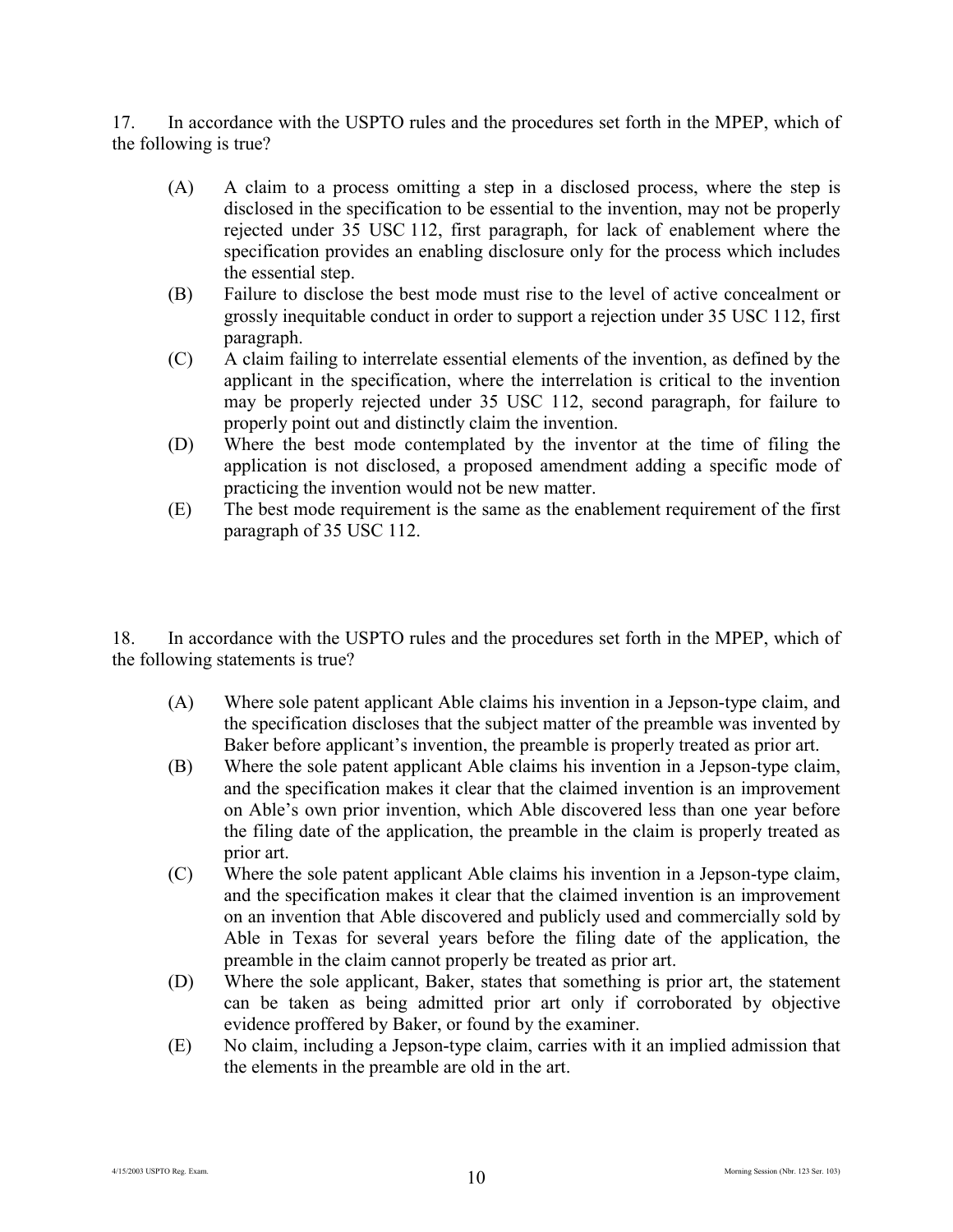17. In accordance with the USPTO rules and the procedures set forth in the MPEP, which of the following is true?

- (A) A claim to a process omitting a step in a disclosed process, where the step is disclosed in the specification to be essential to the invention, may not be properly rejected under 35 USC 112, first paragraph, for lack of enablement where the specification provides an enabling disclosure only for the process which includes the essential step.
- (B) Failure to disclose the best mode must rise to the level of active concealment or grossly inequitable conduct in order to support a rejection under 35 USC 112, first paragraph.
- (C) A claim failing to interrelate essential elements of the invention, as defined by the applicant in the specification, where the interrelation is critical to the invention may be properly rejected under 35 USC 112, second paragraph, for failure to properly point out and distinctly claim the invention.
- (D) Where the best mode contemplated by the inventor at the time of filing the application is not disclosed, a proposed amendment adding a specific mode of practicing the invention would not be new matter.
- (E) The best mode requirement is the same as the enablement requirement of the first paragraph of 35 USC 112.

18. In accordance with the USPTO rules and the procedures set forth in the MPEP, which of the following statements is true?

- (A) Where sole patent applicant Able claims his invention in a Jepson-type claim, and the specification discloses that the subject matter of the preamble was invented by Baker before applicant's invention, the preamble is properly treated as prior art.
- (B) Where the sole patent applicant Able claims his invention in a Jepson-type claim, and the specification makes it clear that the claimed invention is an improvement on Able's own prior invention, which Able discovered less than one year before the filing date of the application, the preamble in the claim is properly treated as prior art.
- (C) Where the sole patent applicant Able claims his invention in a Jepson-type claim, and the specification makes it clear that the claimed invention is an improvement on an invention that Able discovered and publicly used and commercially sold by Able in Texas for several years before the filing date of the application, the preamble in the claim cannot properly be treated as prior art.
- (D) Where the sole applicant, Baker, states that something is prior art, the statement can be taken as being admitted prior art only if corroborated by objective evidence proffered by Baker, or found by the examiner.
- (E) No claim, including a Jepson-type claim, carries with it an implied admission that the elements in the preamble are old in the art.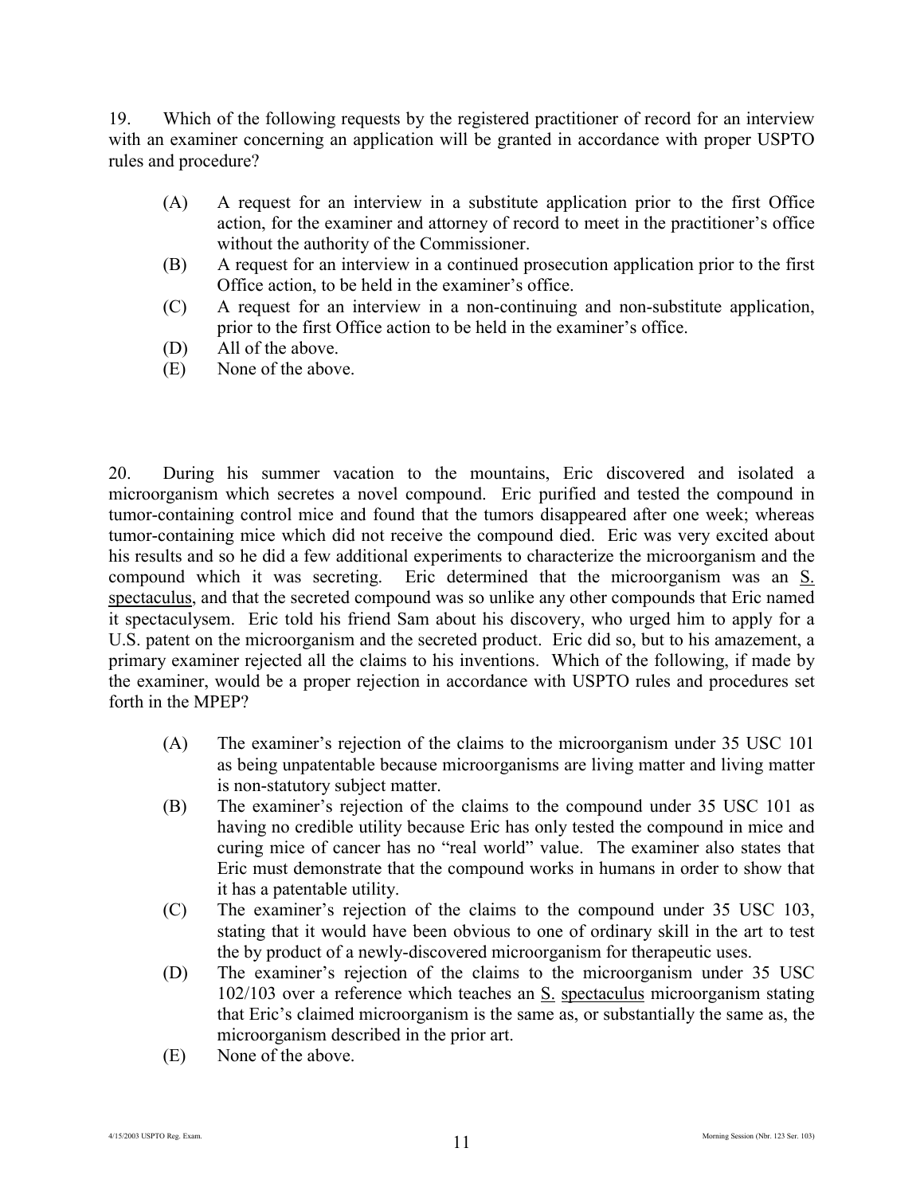19. Which of the following requests by the registered practitioner of record for an interview with an examiner concerning an application will be granted in accordance with proper USPTO rules and procedure?

(A) A request for an interview in a substitute application prior to the first Office action, for the examiner and attorney of record to meet in the practitioner's office without the authority of the Commissioner.
(B) A request for an interview in a continued prosecution application prior to the first Office action, to be held in the examiner's office.
(C) A request for an interview in a non-continuing and non-substitute application, prior to the first Office action to be held in the examiner's office.
(D) All of the above.
(E) None of the above.

20. During his summer vacation to the mountains, Eric discovered and isolated a microorganism which secretes a novel compound. Eric purified and tested the compound in tumor-containing control mice and found that the tumors disappeared after one week; whereas tumor-containing mice which did not receive the compound died. Eric was very excited about his results and so he did a few additional experiments to characterize the microorganism and the compound which it was secreting. Eric determined that the microorganism was an S. spectaculus, and that the secreted compound was so unlike any other compounds that Eric named it spectaculysem. Eric told his friend Sam about his discovery, who urged him to apply for a U.S. patent on the microorganism and the secreted product. Eric did so, but to his amazement, a primary examiner rejected all the claims to his inventions. Which of the following, if made by the examiner, would be a proper rejection in accordance with USPTO rules and procedures set forth in the MPEP?

(A) The examiner's rejection of the claims to the microorganism under 35 USC 101 as being unpatentable because microorganisms are living matter and living matter is non-statutory subject matter.
(B) The examiner's rejection of the claims to the compound under 35 USC 101 as having no credible utility because Eric has only tested the compound in mice and curing mice of cancer has no "real world" value. The examiner also states that Eric must demonstrate that the compound works in humans in order to show that it has a patentable utility.
(C) The examiner's rejection of the claims to the compound under 35 USC 103, stating that it would have been obvious to one of ordinary skill in the art to test the by product of a newly-discovered microorganism for therapeutic uses.
(D) The examiner's rejection of the claims to the microorganism under 35 USC 102/103 over a reference which teaches an S. spectaculus microorganism stating that Eric's claimed microorganism is the same as, or substantially the same as, the microorganism described in the prior art.
(E) None of the above.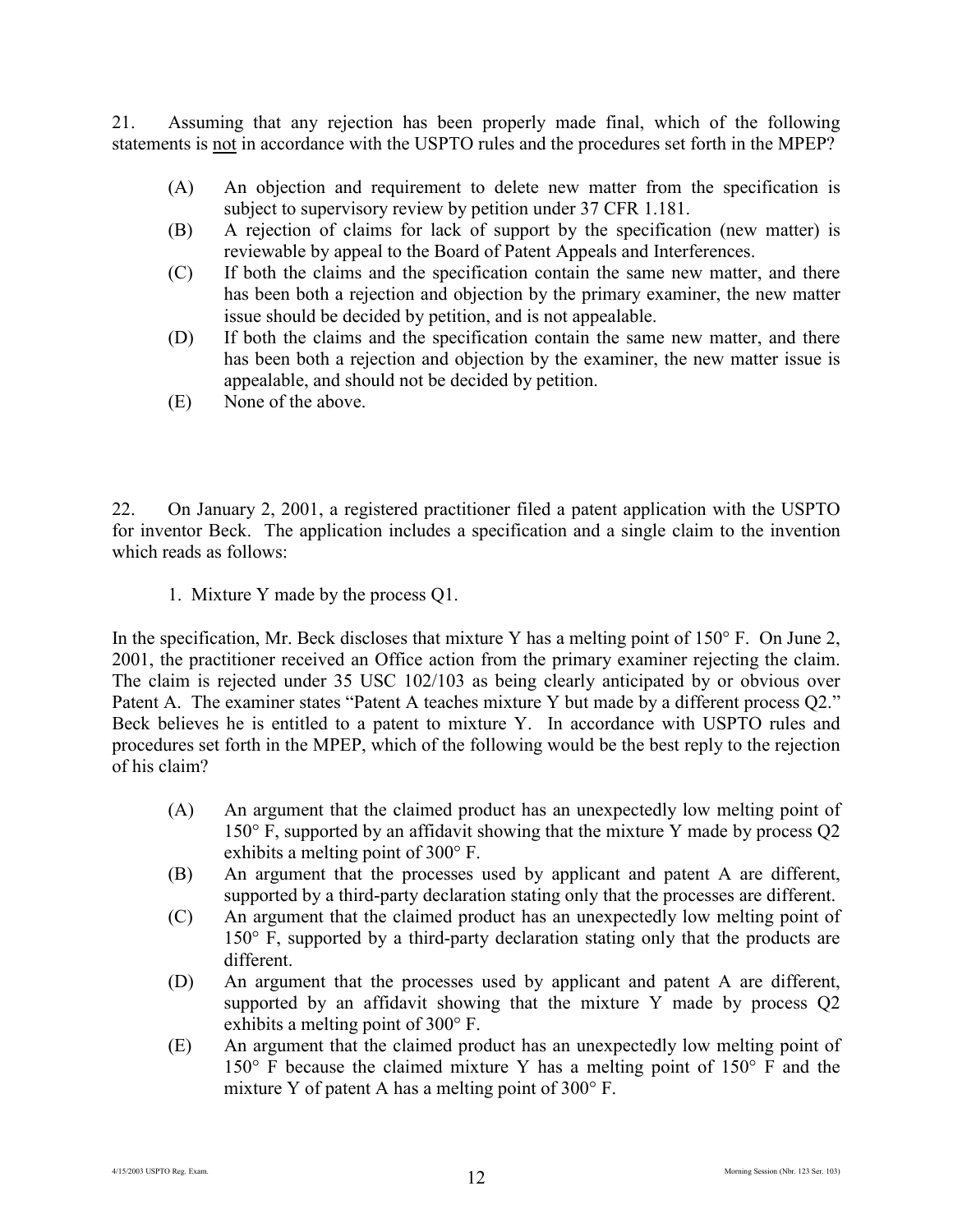21. Assuming that any rejection has been properly made final, which of the following statements is not in accordance with the USPTO rules and the procedures set forth in the MPEP?

- (A) An objection and requirement to delete new matter from the specification is subject to supervisory review by petition under 37 CFR 1.181.
- (B) A rejection of claims for lack of support by the specification (new matter) is reviewable by appeal to the Board of Patent Appeals and Interferences.
- (C) If both the claims and the specification contain the same new matter, and there has been both a rejection and objection by the primary examiner, the new matter issue should be decided by petition, and is not appealable.
- (D) If both the claims and the specification contain the same new matter, and there has been both a rejection and objection by the examiner, the new matter issue is appealable, and should not be decided by petition.
- (E) None of the above.

22. On January 2, 2001, a registered practitioner filed a patent application with the USPTO for inventor Beck. The application includes a specification and a single claim to the invention which reads as follows:

1. Mixture Y made by the process Q1.

In the specification, Mr. Beck discloses that mixture Y has a melting point of 150° F. On June 2, 2001, the practitioner received an Office action from the primary examiner rejecting the claim. The claim is rejected under 35 USC 102/103 as being clearly anticipated by or obvious over Patent A. The examiner states "Patent A teaches mixture Y but made by a different process Q2." Beck believes he is entitled to a patent to mixture Y. In accordance with USPTO rules and procedures set forth in the MPEP, which of the following would be the best reply to the rejection of his claim?

- (A) An argument that the claimed product has an unexpectedly low melting point of 150° F, supported by an affidavit showing that the mixture Y made by process Q2 exhibits a melting point of 300° F.
- (B) An argument that the processes used by applicant and patent A are different, supported by a third-party declaration stating only that the processes are different.
- (C) An argument that the claimed product has an unexpectedly low melting point of 150° F, supported by a third-party declaration stating only that the products are different.
- (D) An argument that the processes used by applicant and patent A are different, supported by an affidavit showing that the mixture Y made by process Q2 exhibits a melting point of 300° F.
- (E) An argument that the claimed product has an unexpectedly low melting point of 150° F because the claimed mixture Y has a melting point of 150° F and the mixture Y of patent A has a melting point of 300° F.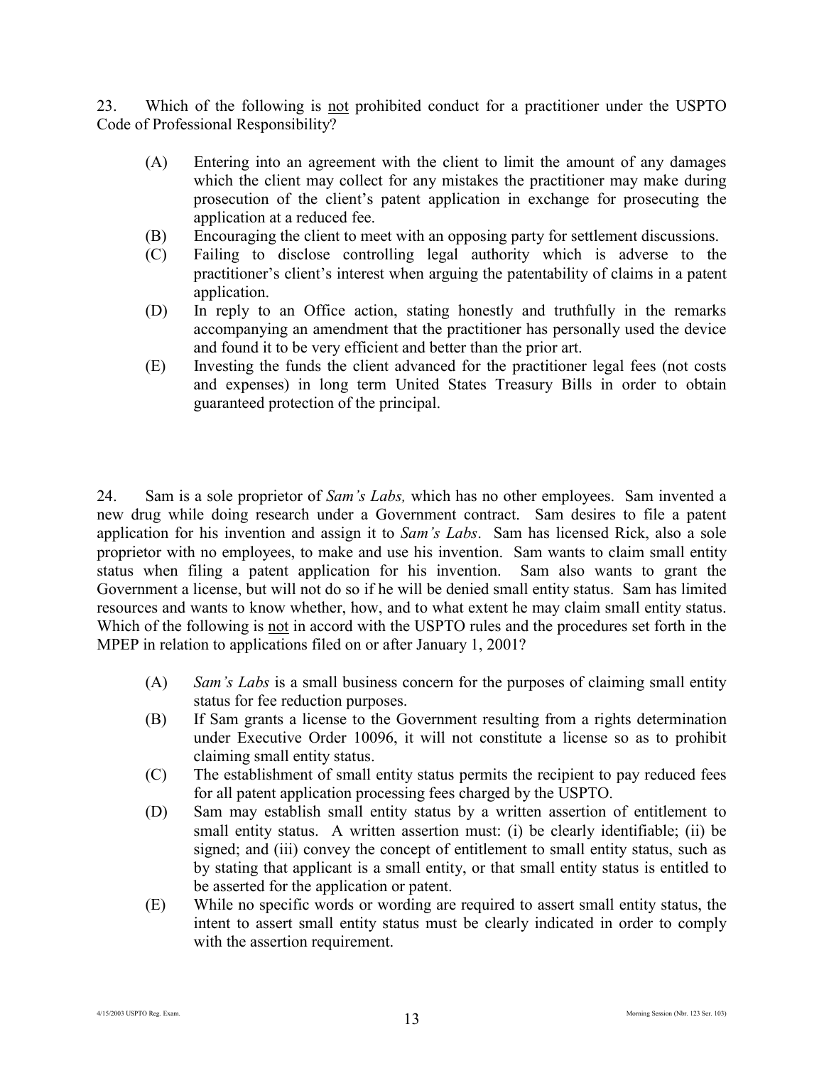23. Which of the following is <u>not</u> prohibited conduct for a practitioner under the USPTO Code of Professional Responsibility?

- (A) Entering into an agreement with the client to limit the amount of any damages which the client may collect for any mistakes the practitioner may make during prosecution of the client's patent application in exchange for prosecuting the application at a reduced fee.
- (B) Encouraging the client to meet with an opposing party for settlement discussions.
- (C) Failing to disclose controlling legal authority which is adverse to the practitioner's client's interest when arguing the patentability of claims in a patent application.
- (D) In reply to an Office action, stating honestly and truthfully in the remarks accompanying an amendment that the practitioner has personally used the device and found it to be very efficient and better than the prior art.
- (E) Investing the funds the client advanced for the practitioner legal fees (not costs and expenses) in long term United States Treasury Bills in order to obtain guaranteed protection of the principal.

24. Sam is a sole proprietor of *Sam's Labs,* which has no other employees. Sam invented a new drug while doing research under a Government contract. Sam desires to file a patent application for his invention and assign it to *Sam's Labs*. Sam has licensed Rick, also a sole proprietor with no employees, to make and use his invention. Sam wants to claim small entity status when filing a patent application for his invention. Sam also wants to grant the Government a license, but will not do so if he will be denied small entity status. Sam has limited resources and wants to know whether, how, and to what extent he may claim small entity status. Which of the following is <u>not</u> in accord with the USPTO rules and the procedures set forth in the MPEP in relation to applications filed on or after January 1, 2001?

- (A) *Sam's Labs* is a small business concern for the purposes of claiming small entity status for fee reduction purposes.
- (B) If Sam grants a license to the Government resulting from a rights determination under Executive Order 10096, it will not constitute a license so as to prohibit claiming small entity status.
- (C) The establishment of small entity status permits the recipient to pay reduced fees for all patent application processing fees charged by the USPTO.
- (D) Sam may establish small entity status by a written assertion of entitlement to small entity status. A written assertion must: (i) be clearly identifiable; (ii) be signed; and (iii) convey the concept of entitlement to small entity status, such as by stating that applicant is a small entity, or that small entity status is entitled to be asserted for the application or patent.
- (E) While no specific words or wording are required to assert small entity status, the intent to assert small entity status must be clearly indicated in order to comply with the assertion requirement.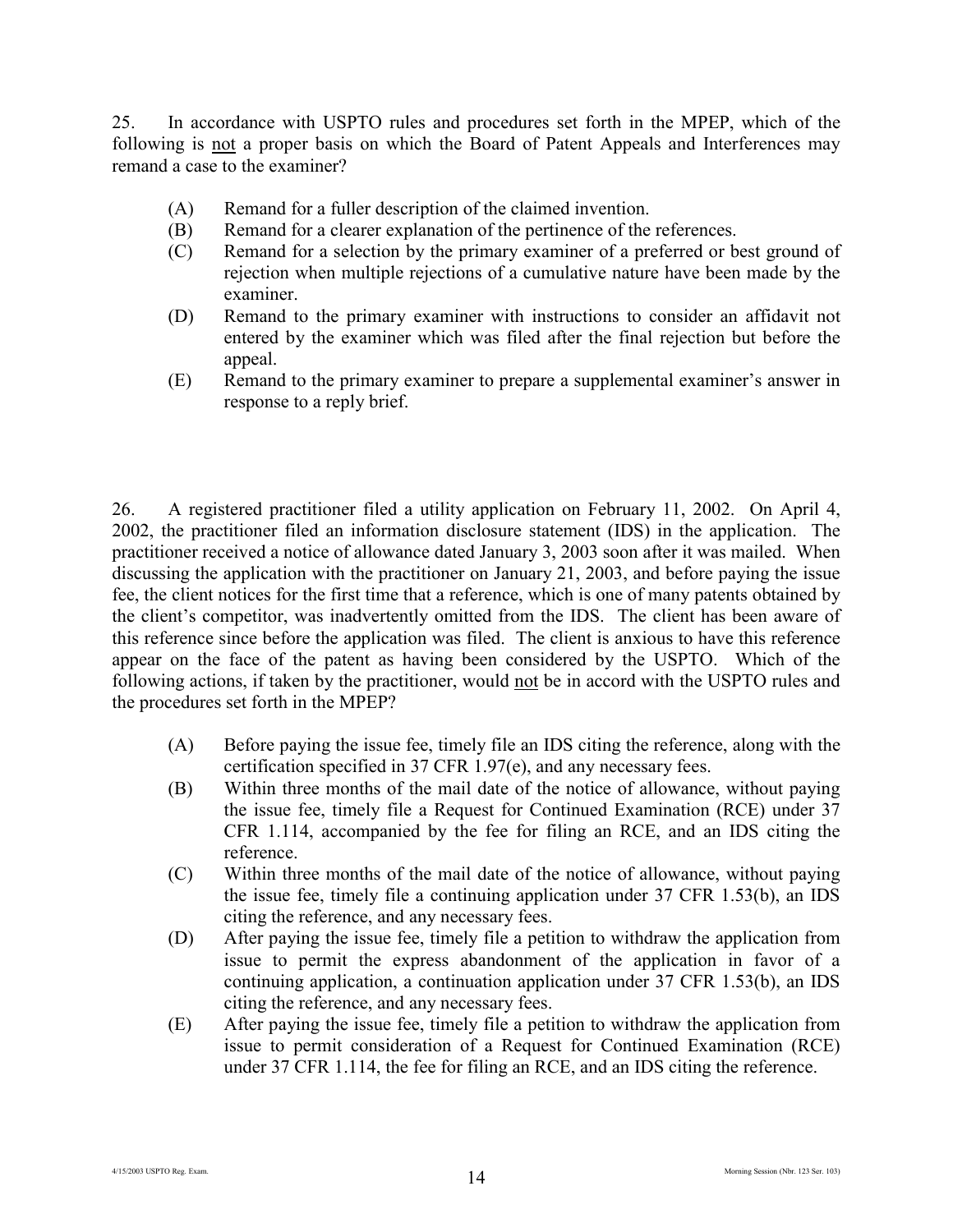25. In accordance with USPTO rules and procedures set forth in the MPEP, which of the following is not a proper basis on which the Board of Patent Appeals and Interferences may remand a case to the examiner?

(A) Remand for a fuller description of the claimed invention.
(B) Remand for a clearer explanation of the pertinence of the references.
(C) Remand for a selection by the primary examiner of a preferred or best ground of rejection when multiple rejections of a cumulative nature have been made by the examiner.
(D) Remand to the primary examiner with instructions to consider an affidavit not entered by the examiner which was filed after the final rejection but before the appeal.
(E) Remand to the primary examiner to prepare a supplemental examiner's answer in response to a reply brief.

26. A registered practitioner filed a utility application on February 11, 2002. On April 4, 2002, the practitioner filed an information disclosure statement (IDS) in the application. The practitioner received a notice of allowance dated January 3, 2003 soon after it was mailed. When discussing the application with the practitioner on January 21, 2003, and before paying the issue fee, the client notices for the first time that a reference, which is one of many patents obtained by the client's competitor, was inadvertently omitted from the IDS. The client has been aware of this reference since before the application was filed. The client is anxious to have this reference appear on the face of the patent as having been considered by the USPTO. Which of the following actions, if taken by the practitioner, would not be in accord with the USPTO rules and the procedures set forth in the MPEP?

(A) Before paying the issue fee, timely file an IDS citing the reference, along with the certification specified in 37 CFR 1.97(e), and any necessary fees.
(B) Within three months of the mail date of the notice of allowance, without paying the issue fee, timely file a Request for Continued Examination (RCE) under 37 CFR 1.114, accompanied by the fee for filing an RCE, and an IDS citing the reference.
(C) Within three months of the mail date of the notice of allowance, without paying the issue fee, timely file a continuing application under 37 CFR 1.53(b), an IDS citing the reference, and any necessary fees.
(D) After paying the issue fee, timely file a petition to withdraw the application from issue to permit the express abandonment of the application in favor of a continuing application, a continuation application under 37 CFR 1.53(b), an IDS citing the reference, and any necessary fees.
(E) After paying the issue fee, timely file a petition to withdraw the application from issue to permit consideration of a Request for Continued Examination (RCE) under 37 CFR 1.114, the fee for filing an RCE, and an IDS citing the reference.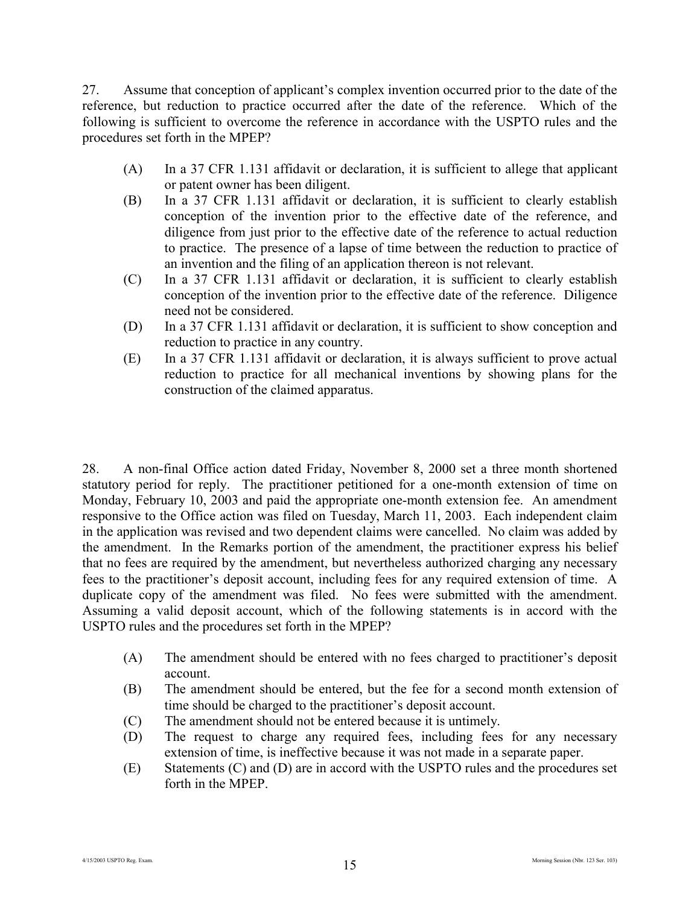27. Assume that conception of applicant's complex invention occurred prior to the date of the reference, but reduction to practice occurred after the date of the reference. Which of the following is sufficient to overcome the reference in accordance with the USPTO rules and the procedures set forth in the MPEP?

(A) In a 37 CFR 1.131 affidavit or declaration, it is sufficient to allege that applicant or patent owner has been diligent.

(B) In a 37 CFR 1.131 affidavit or declaration, it is sufficient to clearly establish conception of the invention prior to the effective date of the reference, and diligence from just prior to the effective date of the reference to actual reduction to practice. The presence of a lapse of time between the reduction to practice of an invention and the filing of an application thereon is not relevant.

(C) In a 37 CFR 1.131 affidavit or declaration, it is sufficient to clearly establish conception of the invention prior to the effective date of the reference. Diligence need not be considered.

(D) In a 37 CFR 1.131 affidavit or declaration, it is sufficient to show conception and reduction to practice in any country.

(E) In a 37 CFR 1.131 affidavit or declaration, it is always sufficient to prove actual reduction to practice for all mechanical inventions by showing plans for the construction of the claimed apparatus.

28. A non-final Office action dated Friday, November 8, 2000 set a three month shortened statutory period for reply. The practitioner petitioned for a one-month extension of time on Monday, February 10, 2003 and paid the appropriate one-month extension fee. An amendment responsive to the Office action was filed on Tuesday, March 11, 2003. Each independent claim in the application was revised and two dependent claims were cancelled. No claim was added by the amendment. In the Remarks portion of the amendment, the practitioner express his belief that no fees are required by the amendment, but nevertheless authorized charging any necessary fees to the practitioner's deposit account, including fees for any required extension of time. A duplicate copy of the amendment was filed. No fees were submitted with the amendment. Assuming a valid deposit account, which of the following statements is in accord with the USPTO rules and the procedures set forth in the MPEP?

(A) The amendment should be entered with no fees charged to practitioner's deposit account.

(B) The amendment should be entered, but the fee for a second month extension of time should be charged to the practitioner's deposit account.

(C) The amendment should not be entered because it is untimely.

(D) The request to charge any required fees, including fees for any necessary extension of time, is ineffective because it was not made in a separate paper.

(E) Statements (C) and (D) are in accord with the USPTO rules and the procedures set forth in the MPEP.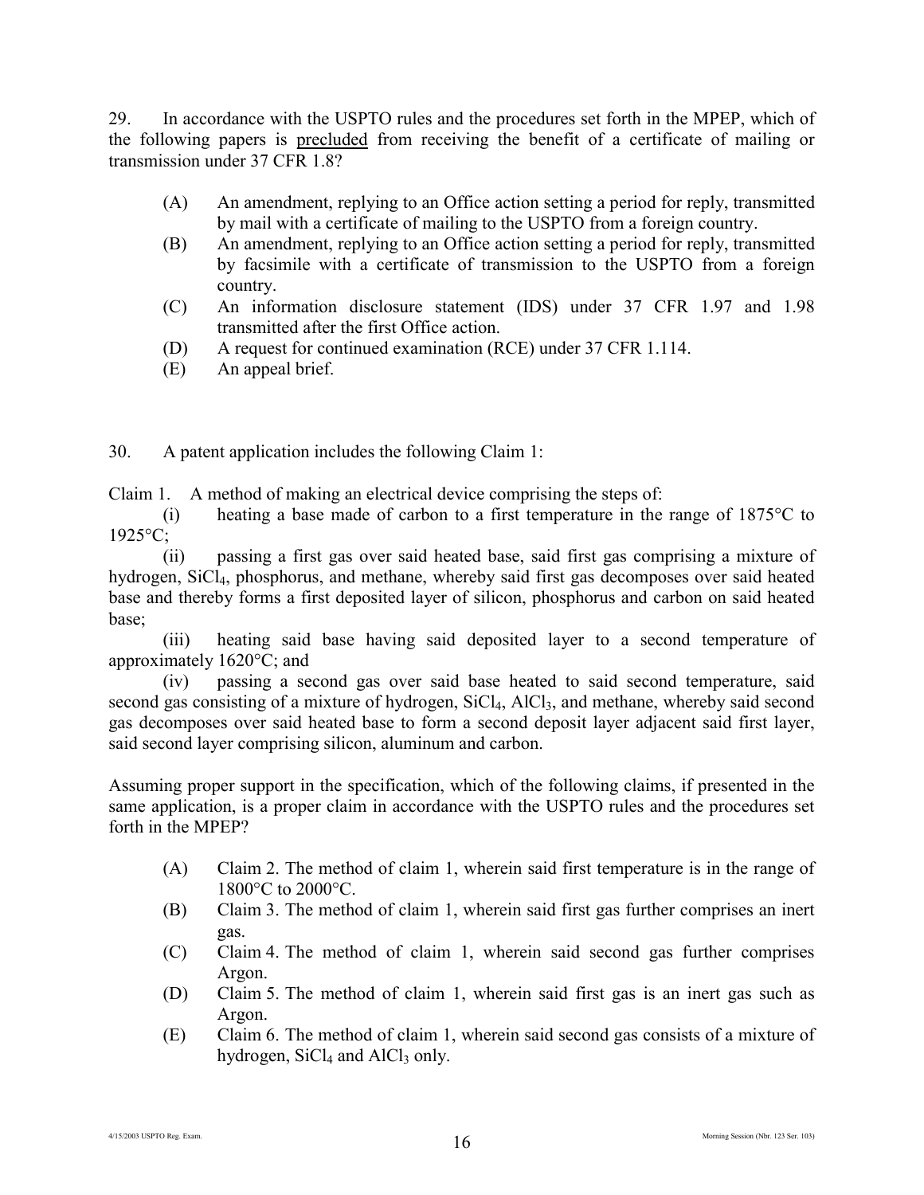29. In accordance with the USPTO rules and the procedures set forth in the MPEP, which of the following papers is <u>precluded</u> from receiving the benefit of a certificate of mailing or transmission under 37 CFR 1.8?

- (A) An amendment, replying to an Office action setting a period for reply, transmitted by mail with a certificate of mailing to the USPTO from a foreign country.
- (B) An amendment, replying to an Office action setting a period for reply, transmitted by facsimile with a certificate of transmission to the USPTO from a foreign country.
- (C) An information disclosure statement (IDS) under 37 CFR 1.97 and 1.98 transmitted after the first Office action.
- (D) A request for continued examination (RCE) under 37 CFR 1.114.
- (E) An appeal brief.

30. A patent application includes the following Claim 1:

Claim 1. A method of making an electrical device comprising the steps of:

(i) heating a base made of carbon to a first temperature in the range of 1875°C to 1925°C;

(ii) passing a first gas over said heated base, said first gas comprising a mixture of hydrogen, $SiCl_4$, phosphorus, and methane, whereby said first gas decomposes over said heated base and thereby forms a first deposited layer of silicon, phosphorus and carbon on said heated base;

(iii) heating said base having said deposited layer to a second temperature of approximately 1620°C; and

(iv) passing a second gas over said base heated to said second temperature, said second gas consisting of a mixture of hydrogen, $SiCl_4$, $AlCl_3$, and methane, whereby said second gas decomposes over said heated base to form a second deposit layer adjacent said first layer, said second layer comprising silicon, aluminum and carbon.

Assuming proper support in the specification, which of the following claims, if presented in the same application, is a proper claim in accordance with the USPTO rules and the procedures set forth in the MPEP?

- (A) Claim 2. The method of claim 1, wherein said first temperature is in the range of 1800°C to 2000°C.
- (B) Claim 3. The method of claim 1, wherein said first gas further comprises an inert gas.
- (C) Claim 4. The method of claim 1, wherein said second gas further comprises Argon.
- (D) Claim 5. The method of claim 1, wherein said first gas is an inert gas such as Argon.
- (E) Claim 6. The method of claim 1, wherein said second gas consists of a mixture of hydrogen, $SiCl_4$ and $AlCl_3$ only.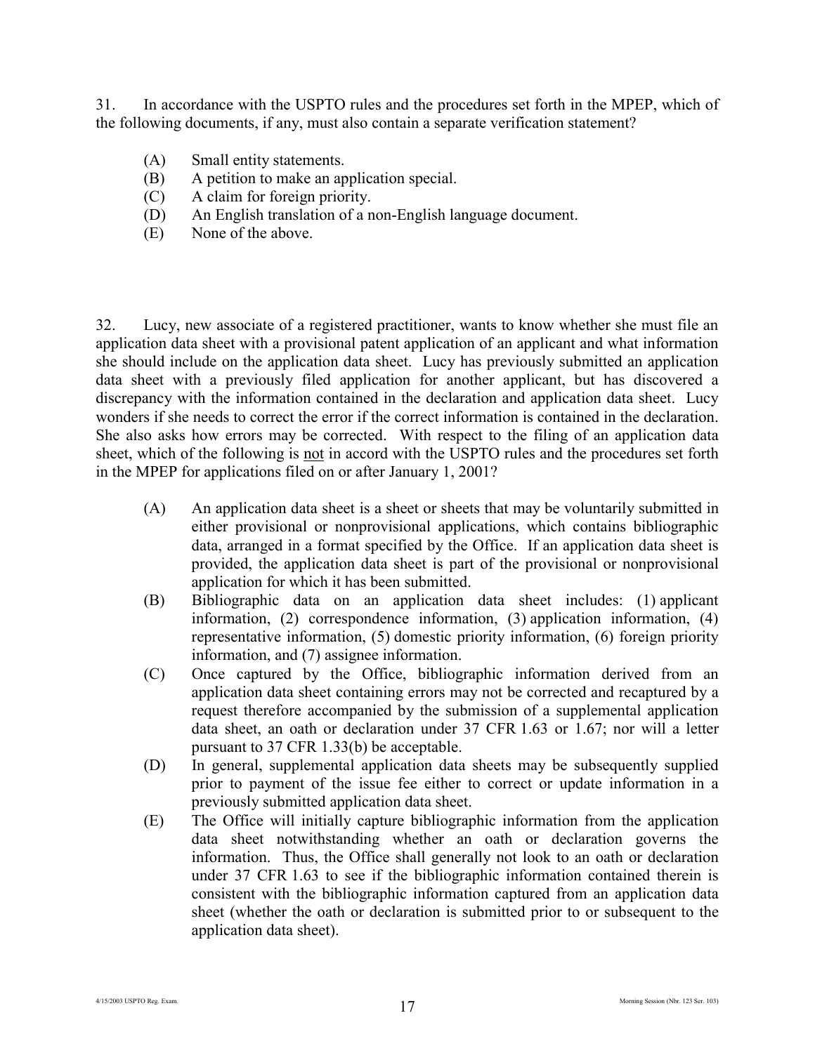31. In accordance with the USPTO rules and the procedures set forth in the MPEP, which of the following documents, if any, must also contain a separate verification statement?

- (A) Small entity statements.
- (B) A petition to make an application special.
- (C) A claim for foreign priority.
- (D) An English translation of a non-English language document.
- (E) None of the above.

32. Lucy, new associate of a registered practitioner, wants to know whether she must file an application data sheet with a provisional patent application of an applicant and what information she should include on the application data sheet. Lucy has previously submitted an application data sheet with a previously filed application for another applicant, but has discovered a discrepancy with the information contained in the declaration and application data sheet. Lucy wonders if she needs to correct the error if the correct information is contained in the declaration. She also asks how errors may be corrected. With respect to the filing of an application data sheet, which of the following is not in accord with the USPTO rules and the procedures set forth in the MPEP for applications filed on or after January 1, 2001?

- (A) An application data sheet is a sheet or sheets that may be voluntarily submitted in either provisional or nonprovisional applications, which contains bibliographic data, arranged in a format specified by the Office. If an application data sheet is provided, the application data sheet is part of the provisional or nonprovisional application for which it has been submitted.
- (B) Bibliographic data on an application data sheet includes: (1) applicant information, (2) correspondence information, (3) application information, (4) representative information, (5) domestic priority information, (6) foreign priority information, and (7) assignee information.
- (C) Once captured by the Office, bibliographic information derived from an application data sheet containing errors may not be corrected and recaptured by a request therefore accompanied by the submission of a supplemental application data sheet, an oath or declaration under 37 CFR 1.63 or 1.67; nor will a letter pursuant to 37 CFR 1.33(b) be acceptable.
- (D) In general, supplemental application data sheets may be subsequently supplied prior to payment of the issue fee either to correct or update information in a previously submitted application data sheet.
- (E) The Office will initially capture bibliographic information from the application data sheet notwithstanding whether an oath or declaration governs the information. Thus, the Office shall generally not look to an oath or declaration under 37 CFR 1.63 to see if the bibliographic information contained therein is consistent with the bibliographic information captured from an application data sheet (whether the oath or declaration is submitted prior to or subsequent to the application data sheet).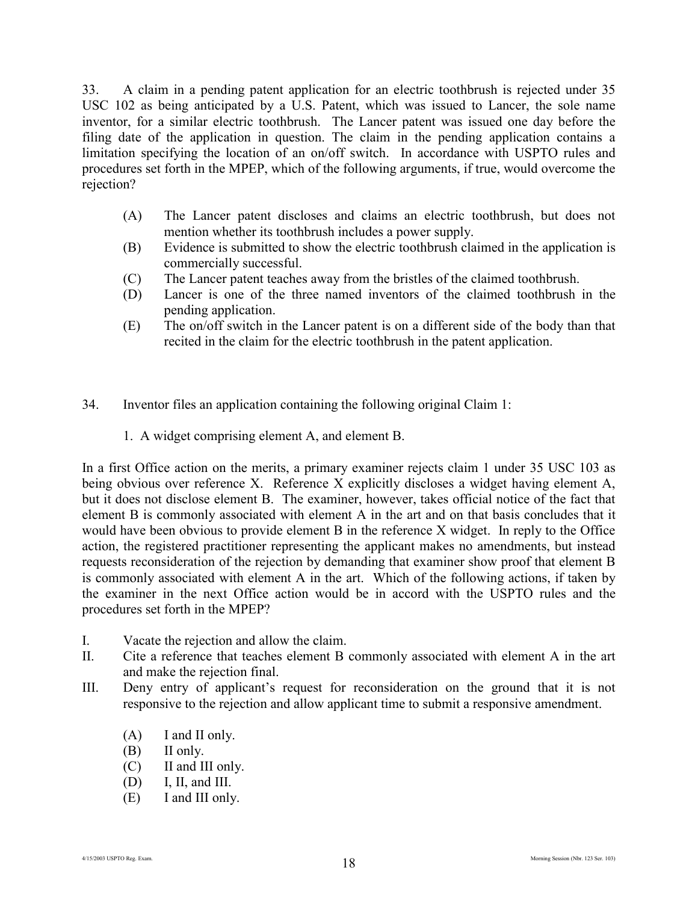33. A claim in a pending patent application for an electric toothbrush is rejected under 35 USC 102 as being anticipated by a U.S. Patent, which was issued to Lancer, the sole name inventor, for a similar electric toothbrush. The Lancer patent was issued one day before the filing date of the application in question. The claim in the pending application contains a limitation specifying the location of an on/off switch. In accordance with USPTO rules and procedures set forth in the MPEP, which of the following arguments, if true, would overcome the rejection?

(A) The Lancer patent discloses and claims an electric toothbrush, but does not mention whether its toothbrush includes a power supply.
(B) Evidence is submitted to show the electric toothbrush claimed in the application is commercially successful.
(C) The Lancer patent teaches away from the bristles of the claimed toothbrush.
(D) Lancer is one of the three named inventors of the claimed toothbrush in the pending application.
(E) The on/off switch in the Lancer patent is on a different side of the body than that recited in the claim for the electric toothbrush in the patent application.

34. Inventor files an application containing the following original Claim 1:

1. A widget comprising element A, and element B.

In a first Office action on the merits, a primary examiner rejects claim 1 under 35 USC 103 as being obvious over reference X. Reference X explicitly discloses a widget having element A, but it does not disclose element B. The examiner, however, takes official notice of the fact that element B is commonly associated with element A in the art and on that basis concludes that it would have been obvious to provide element B in the reference X widget. In reply to the Office action, the registered practitioner representing the applicant makes no amendments, but instead requests reconsideration of the rejection by demanding that examiner show proof that element B is commonly associated with element A in the art. Which of the following actions, if taken by the examiner in the next Office action would be in accord with the USPTO rules and the procedures set forth in the MPEP?

I. Vacate the rejection and allow the claim.
II. Cite a reference that teaches element B commonly associated with element A in the art and make the rejection final.
III. Deny entry of applicant's request for reconsideration on the ground that it is not responsive to the rejection and allow applicant time to submit a responsive amendment.

(A) I and II only.
(B) II only.
(C) II and III only.
(D) I, II, and III.
(E) I and III only.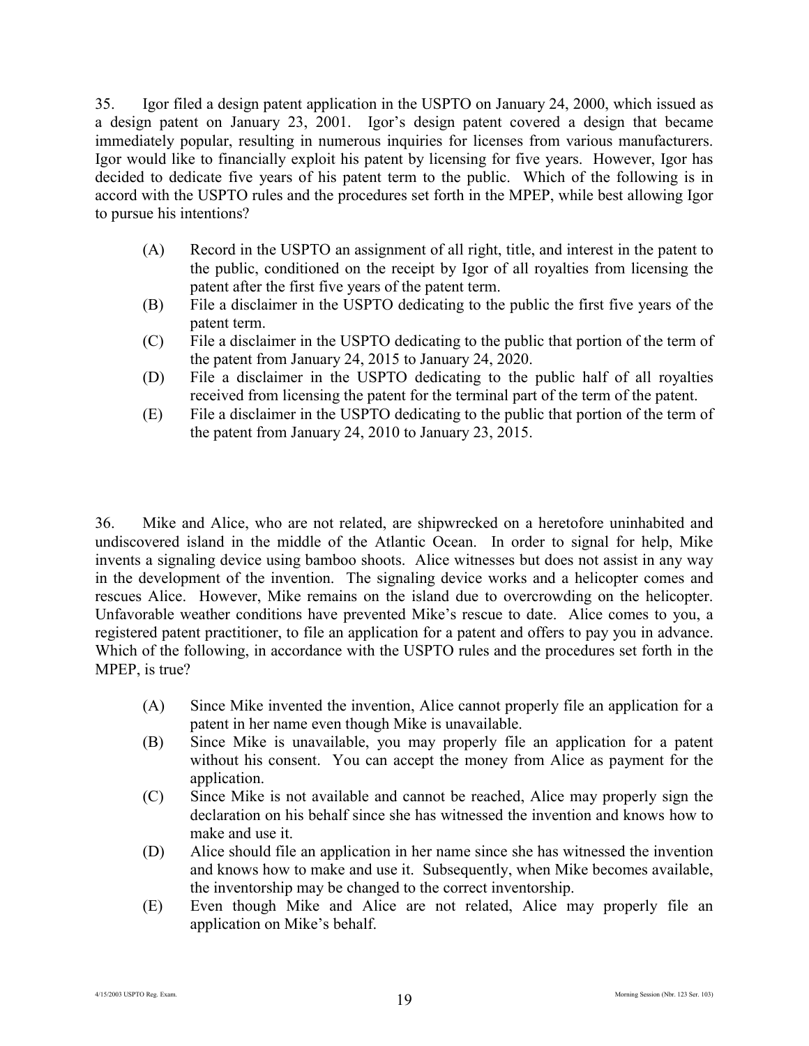35. Igor filed a design patent application in the USPTO on January 24, 2000, which issued as a design patent on January 23, 2001. Igor's design patent covered a design that became immediately popular, resulting in numerous inquiries for licenses from various manufacturers. Igor would like to financially exploit his patent by licensing for five years. However, Igor has decided to dedicate five years of his patent term to the public. Which of the following is in accord with the USPTO rules and the procedures set forth in the MPEP, while best allowing Igor to pursue his intentions?

(A) Record in the USPTO an assignment of all right, title, and interest in the patent to the public, conditioned on the receipt by Igor of all royalties from licensing the patent after the first five years of the patent term.

(B) File a disclaimer in the USPTO dedicating to the public the first five years of the patent term.

(C) File a disclaimer in the USPTO dedicating to the public that portion of the term of the patent from January 24, 2015 to January 24, 2020.

(D) File a disclaimer in the USPTO dedicating to the public half of all royalties received from licensing the patent for the terminal part of the term of the patent.

(E) File a disclaimer in the USPTO dedicating to the public that portion of the term of the patent from January 24, 2010 to January 23, 2015.

36. Mike and Alice, who are not related, are shipwrecked on a heretofore uninhabited and undiscovered island in the middle of the Atlantic Ocean. In order to signal for help, Mike invents a signaling device using bamboo shoots. Alice witnesses but does not assist in any way in the development of the invention. The signaling device works and a helicopter comes and rescues Alice. However, Mike remains on the island due to overcrowding on the helicopter. Unfavorable weather conditions have prevented Mike's rescue to date. Alice comes to you, a registered patent practitioner, to file an application for a patent and offers to pay you in advance. Which of the following, in accordance with the USPTO rules and the procedures set forth in the MPEP, is true?

(A) Since Mike invented the invention, Alice cannot properly file an application for a patent in her name even though Mike is unavailable.

(B) Since Mike is unavailable, you may properly file an application for a patent without his consent. You can accept the money from Alice as payment for the application.

(C) Since Mike is not available and cannot be reached, Alice may properly sign the declaration on his behalf since she has witnessed the invention and knows how to make and use it.

(D) Alice should file an application in her name since she has witnessed the invention and knows how to make and use it. Subsequently, when Mike becomes available, the inventorship may be changed to the correct inventorship.

(E) Even though Mike and Alice are not related, Alice may properly file an application on Mike's behalf.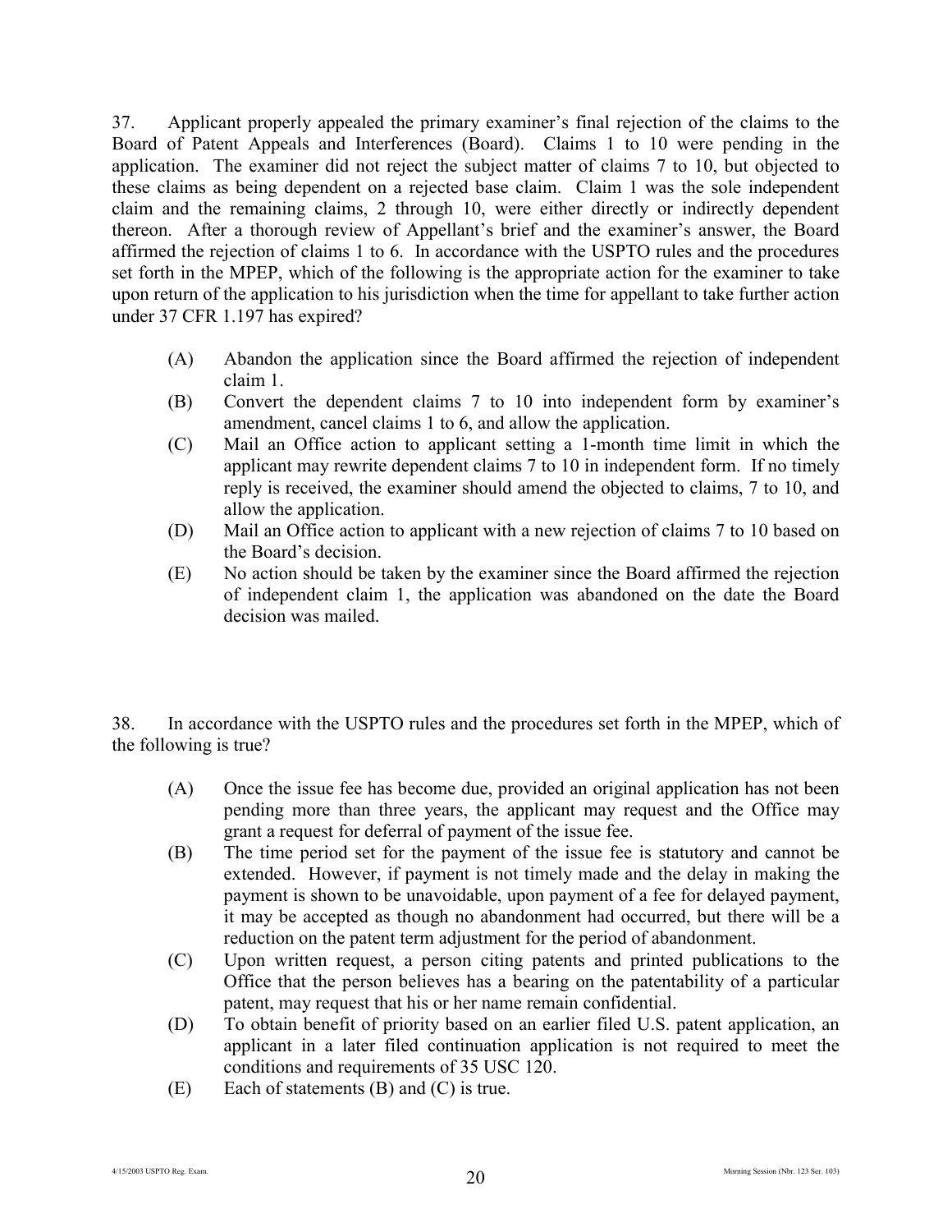37. Applicant properly appealed the primary examiner's final rejection of the claims to the Board of Patent Appeals and Interferences (Board). Claims 1 to 10 were pending in the application. The examiner did not reject the subject matter of claims 7 to 10, but objected to these claims as being dependent on a rejected base claim. Claim 1 was the sole independent claim and the remaining claims, 2 through 10, were either directly or indirectly dependent thereon. After a thorough review of Appellant's brief and the examiner's answer, the Board affirmed the rejection of claims 1 to 6. In accordance with the USPTO rules and the procedures set forth in the MPEP, which of the following is the appropriate action for the examiner to take upon return of the application to his jurisdiction when the time for appellant to take further action under 37 CFR 1.197 has expired?

(A) Abandon the application since the Board affirmed the rejection of independent claim 1.

(B) Convert the dependent claims 7 to 10 into independent form by examiner's amendment, cancel claims 1 to 6, and allow the application.

(C) Mail an Office action to applicant setting a 1-month time limit in which the applicant may rewrite dependent claims 7 to 10 in independent form. If no timely reply is received, the examiner should amend the objected to claims, 7 to 10, and allow the application.

(D) Mail an Office action to applicant with a new rejection of claims 7 to 10 based on the Board's decision.

(E) No action should be taken by the examiner since the Board affirmed the rejection of independent claim 1, the application was abandoned on the date the Board decision was mailed.

38. In accordance with the USPTO rules and the procedures set forth in the MPEP, which of the following is true?

(A) Once the issue fee has become due, provided an original application has not been pending more than three years, the applicant may request and the Office may grant a request for deferral of payment of the issue fee.

(B) The time period set for the payment of the issue fee is statutory and cannot be extended. However, if payment is not timely made and the delay in making the payment is shown to be unavoidable, upon payment of a fee for delayed payment, it may be accepted as though no abandonment had occurred, but there will be a reduction on the patent term adjustment for the period of abandonment.

(C) Upon written request, a person citing patents and printed publications to the Office that the person believes has a bearing on the patentability of a particular patent, may request that his or her name remain confidential.

(D) To obtain benefit of priority based on an earlier filed U.S. patent application, an applicant in a later filed continuation application is not required to meet the conditions and requirements of 35 USC 120.

(E) Each of statements (B) and (C) is true.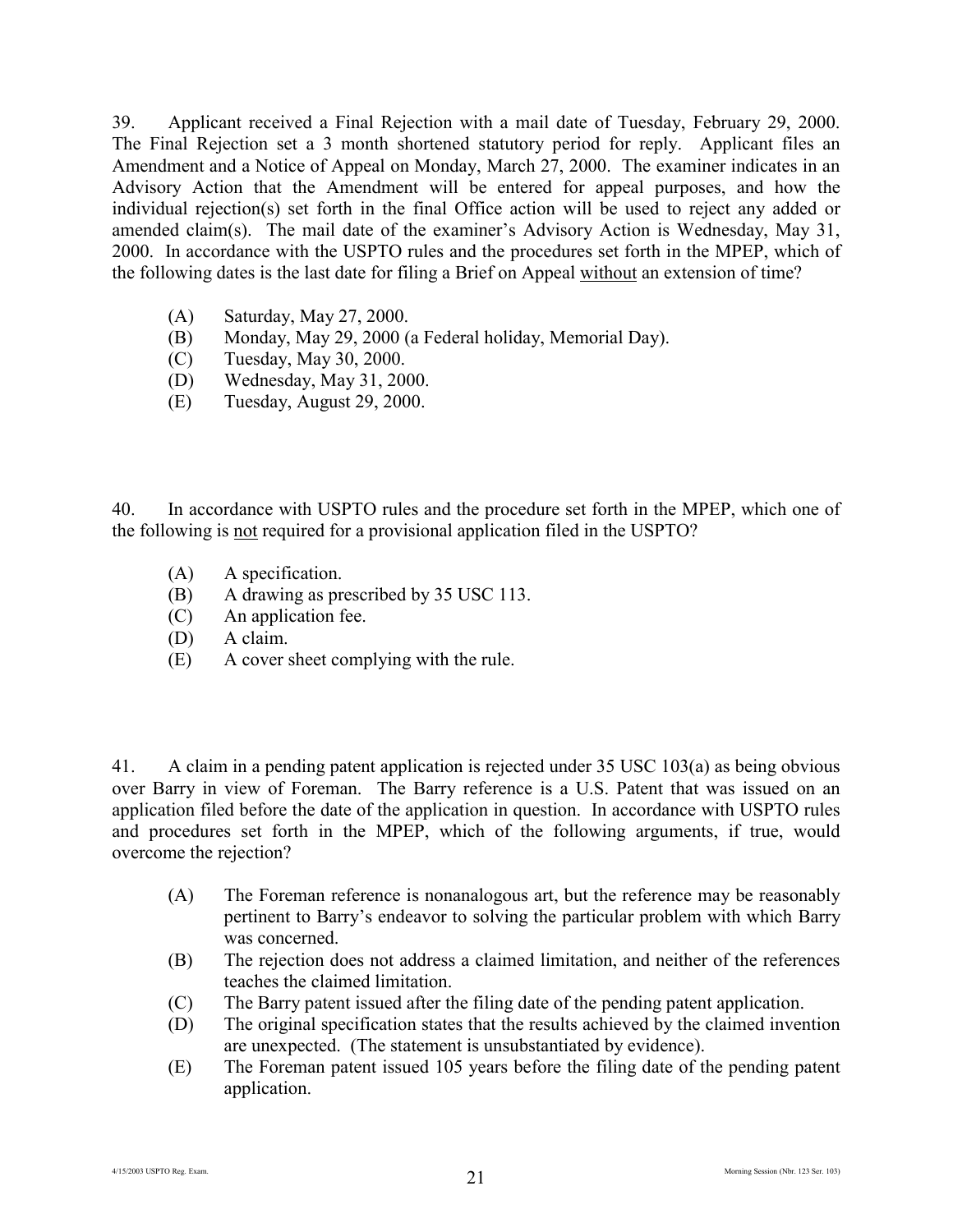39. Applicant received a Final Rejection with a mail date of Tuesday, February 29, 2000. The Final Rejection set a 3 month shortened statutory period for reply. Applicant files an Amendment and a Notice of Appeal on Monday, March 27, 2000. The examiner indicates in an Advisory Action that the Amendment will be entered for appeal purposes, and how the individual rejection(s) set forth in the final Office action will be used to reject any added or amended claim(s). The mail date of the examiner's Advisory Action is Wednesday, May 31, 2000. In accordance with the USPTO rules and the procedures set forth in the MPEP, which of the following dates is the last date for filing a Brief on Appeal <u>without</u> an extension of time?

- (A) Saturday, May 27, 2000.
- (B) Monday, May 29, 2000 (a Federal holiday, Memorial Day).
- (C) Tuesday, May 30, 2000.
- (D) Wednesday, May 31, 2000.
- (E) Tuesday, August 29, 2000.

40. In accordance with USPTO rules and the procedure set forth in the MPEP, which one of the following is <u>not</u> required for a provisional application filed in the USPTO?

- (A) A specification.
- (B) A drawing as prescribed by 35 USC 113.
- (C) An application fee.
- (D) A claim.
- (E) A cover sheet complying with the rule.

41. A claim in a pending patent application is rejected under 35 USC 103(a) as being obvious over Barry in view of Foreman. The Barry reference is a U.S. Patent that was issued on an application filed before the date of the application in question. In accordance with USPTO rules and procedures set forth in the MPEP, which of the following arguments, if true, would overcome the rejection?

- (A) The Foreman reference is nonanalogous art, but the reference may be reasonably pertinent to Barry's endeavor to solving the particular problem with which Barry was concerned.
- (B) The rejection does not address a claimed limitation, and neither of the references teaches the claimed limitation.
- (C) The Barry patent issued after the filing date of the pending patent application.
- (D) The original specification states that the results achieved by the claimed invention are unexpected. (The statement is unsubstantiated by evidence).
- (E) The Foreman patent issued 105 years before the filing date of the pending patent application.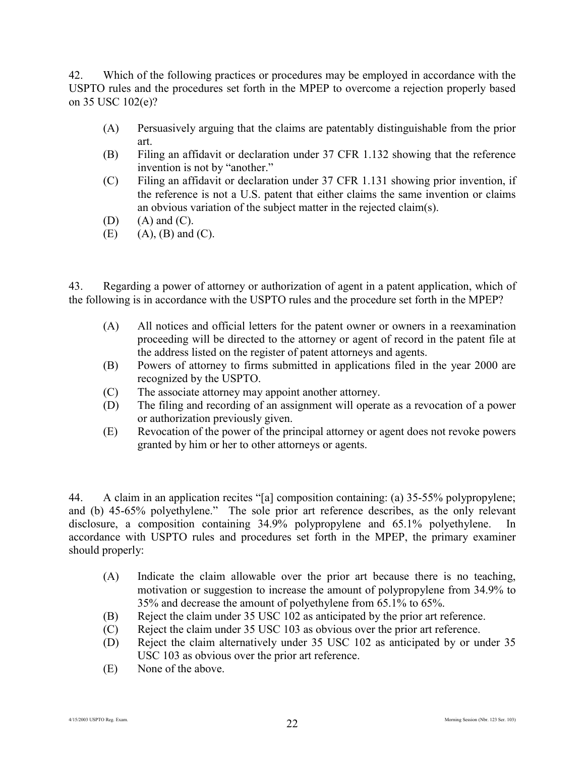42. Which of the following practices or procedures may be employed in accordance with the USPTO rules and the procedures set forth in the MPEP to overcome a rejection properly based on 35 USC 102(e)?

(A) Persuasively arguing that the claims are patentably distinguishable from the prior art.
(B) Filing an affidavit or declaration under 37 CFR 1.132 showing that the reference invention is not by "another."
(C) Filing an affidavit or declaration under 37 CFR 1.131 showing prior invention, if the reference is not a U.S. patent that either claims the same invention or claims an obvious variation of the subject matter in the rejected claim(s).
(D) (A) and (C).
(E) (A), (B) and (C).

43. Regarding a power of attorney or authorization of agent in a patent application, which of the following is in accordance with the USPTO rules and the procedure set forth in the MPEP?

(A) All notices and official letters for the patent owner or owners in a reexamination proceeding will be directed to the attorney or agent of record in the patent file at the address listed on the register of patent attorneys and agents.
(B) Powers of attorney to firms submitted in applications filed in the year 2000 are recognized by the USPTO.
(C) The associate attorney may appoint another attorney.
(D) The filing and recording of an assignment will operate as a revocation of a power or authorization previously given.
(E) Revocation of the power of the principal attorney or agent does not revoke powers granted by him or her to other attorneys or agents.

44. A claim in an application recites "[a] composition containing: (a) 35-55% polypropylene; and (b) 45-65% polyethylene." The sole prior art reference describes, as the only relevant disclosure, a composition containing 34.9% polypropylene and 65.1% polyethylene. In accordance with USPTO rules and procedures set forth in the MPEP, the primary examiner should properly:

(A) Indicate the claim allowable over the prior art because there is no teaching, motivation or suggestion to increase the amount of polypropylene from 34.9% to 35% and decrease the amount of polyethylene from 65.1% to 65%.
(B) Reject the claim under 35 USC 102 as anticipated by the prior art reference.
(C) Reject the claim under 35 USC 103 as obvious over the prior art reference.
(D) Reject the claim alternatively under 35 USC 102 as anticipated by or under 35 USC 103 as obvious over the prior art reference.
(E) None of the above.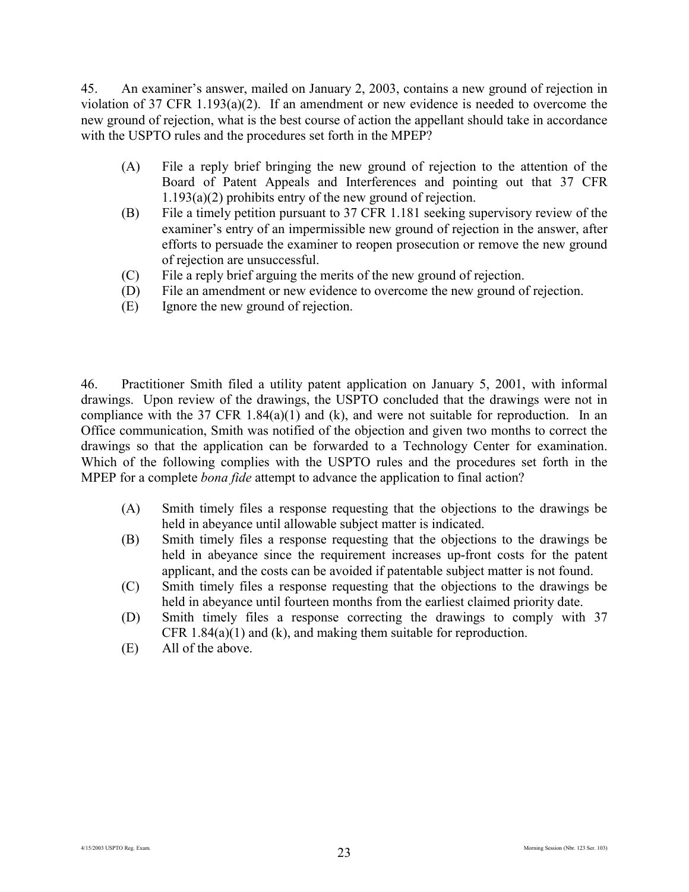45. An examiner's answer, mailed on January 2, 2003, contains a new ground of rejection in violation of 37 CFR 1.193(a)(2). If an amendment or new evidence is needed to overcome the new ground of rejection, what is the best course of action the appellant should take in accordance with the USPTO rules and the procedures set forth in the MPEP?

(A) File a reply brief bringing the new ground of rejection to the attention of the Board of Patent Appeals and Interferences and pointing out that 37 CFR 1.193(a)(2) prohibits entry of the new ground of rejection.
(B) File a timely petition pursuant to 37 CFR 1.181 seeking supervisory review of the examiner's entry of an impermissible new ground of rejection in the answer, after efforts to persuade the examiner to reopen prosecution or remove the new ground of rejection are unsuccessful.
(C) File a reply brief arguing the merits of the new ground of rejection.
(D) File an amendment or new evidence to overcome the new ground of rejection.
(E) Ignore the new ground of rejection.

46. Practitioner Smith filed a utility patent application on January 5, 2001, with informal drawings. Upon review of the drawings, the USPTO concluded that the drawings were not in compliance with the 37 CFR 1.84(a)(1) and (k), and were not suitable for reproduction. In an Office communication, Smith was notified of the objection and given two months to correct the drawings so that the application can be forwarded to a Technology Center for examination. Which of the following complies with the USPTO rules and the procedures set forth in the MPEP for a complete *bona fide* attempt to advance the application to final action?

(A) Smith timely files a response requesting that the objections to the drawings be held in abeyance until allowable subject matter is indicated.
(B) Smith timely files a response requesting that the objections to the drawings be held in abeyance since the requirement increases up-front costs for the patent applicant, and the costs can be avoided if patentable subject matter is not found.
(C) Smith timely files a response requesting that the objections to the drawings be held in abeyance until fourteen months from the earliest claimed priority date.
(D) Smith timely files a response correcting the drawings to comply with 37 CFR 1.84(a)(1) and (k), and making them suitable for reproduction.
(E) All of the above.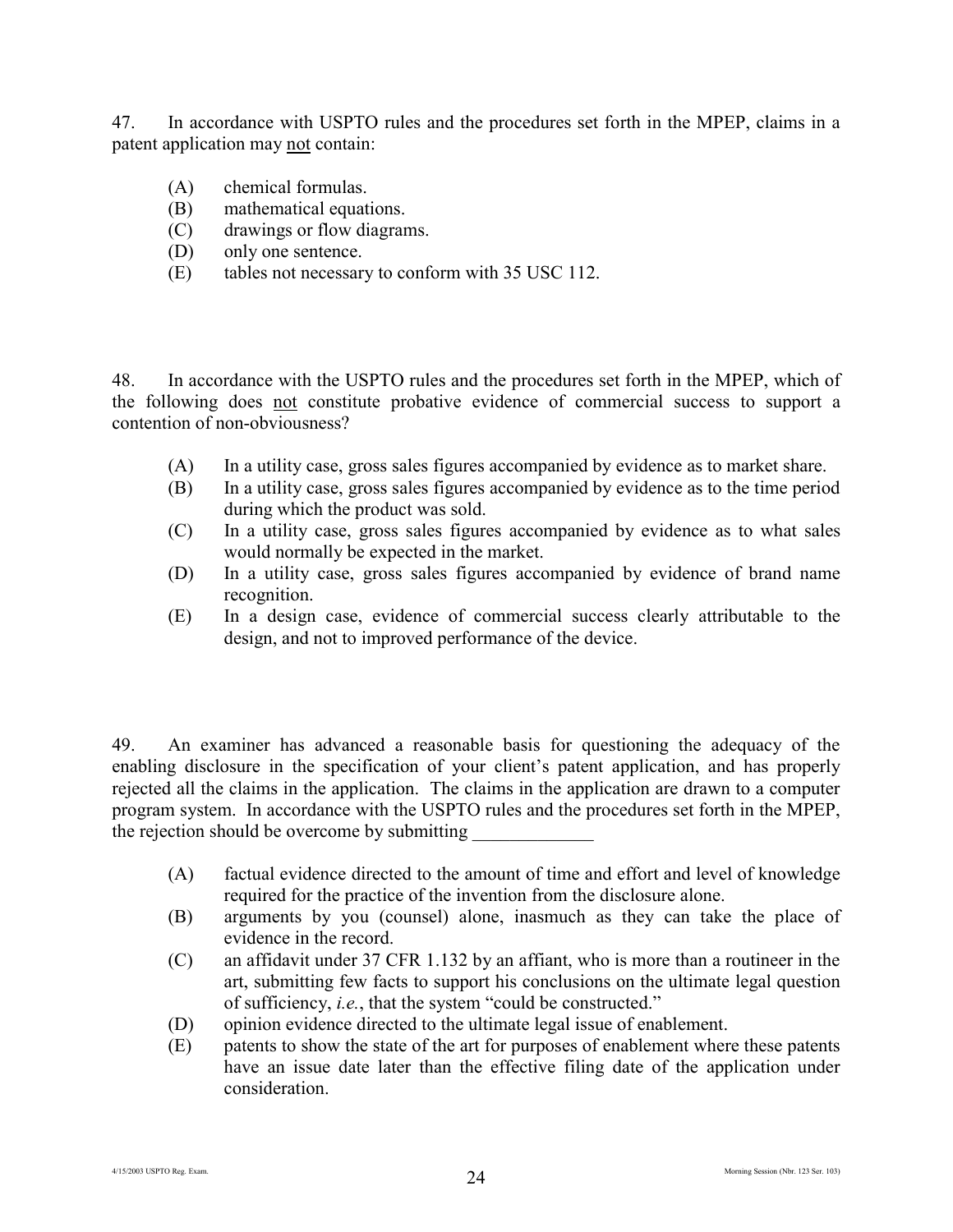47. In accordance with USPTO rules and the procedures set forth in the MPEP, claims in a patent application may <u>not</u> contain:

- (A) chemical formulas.
- (B) mathematical equations.
- (C) drawings or flow diagrams.
- (D) only one sentence.
- (E) tables not necessary to conform with 35 USC 112.

48. In accordance with the USPTO rules and the procedures set forth in the MPEP, which of the following does <u>not</u> constitute probative evidence of commercial success to support a contention of non-obviousness?

- (A) In a utility case, gross sales figures accompanied by evidence as to market share.
- (B) In a utility case, gross sales figures accompanied by evidence as to the time period during which the product was sold.
- (C) In a utility case, gross sales figures accompanied by evidence as to what sales would normally be expected in the market.
- (D) In a utility case, gross sales figures accompanied by evidence of brand name recognition.
- (E) In a design case, evidence of commercial success clearly attributable to the design, and not to improved performance of the device.

49. An examiner has advanced a reasonable basis for questioning the adequacy of the enabling disclosure in the specification of your client's patent application, and has properly rejected all the claims in the application. The claims in the application are drawn to a computer program system. In accordance with the USPTO rules and the procedures set forth in the MPEP, the rejection should be overcome by submitting _____________

- (A) factual evidence directed to the amount of time and effort and level of knowledge required for the practice of the invention from the disclosure alone.
- (B) arguments by you (counsel) alone, inasmuch as they can take the place of evidence in the record.
- (C) an affidavit under 37 CFR 1.132 by an affiant, who is more than a routineer in the art, submitting few facts to support his conclusions on the ultimate legal question of sufficiency, *i.e.*, that the system "could be constructed."
- (D) opinion evidence directed to the ultimate legal issue of enablement.
- (E) patents to show the state of the art for purposes of enablement where these patents have an issue date later than the effective filing date of the application under consideration.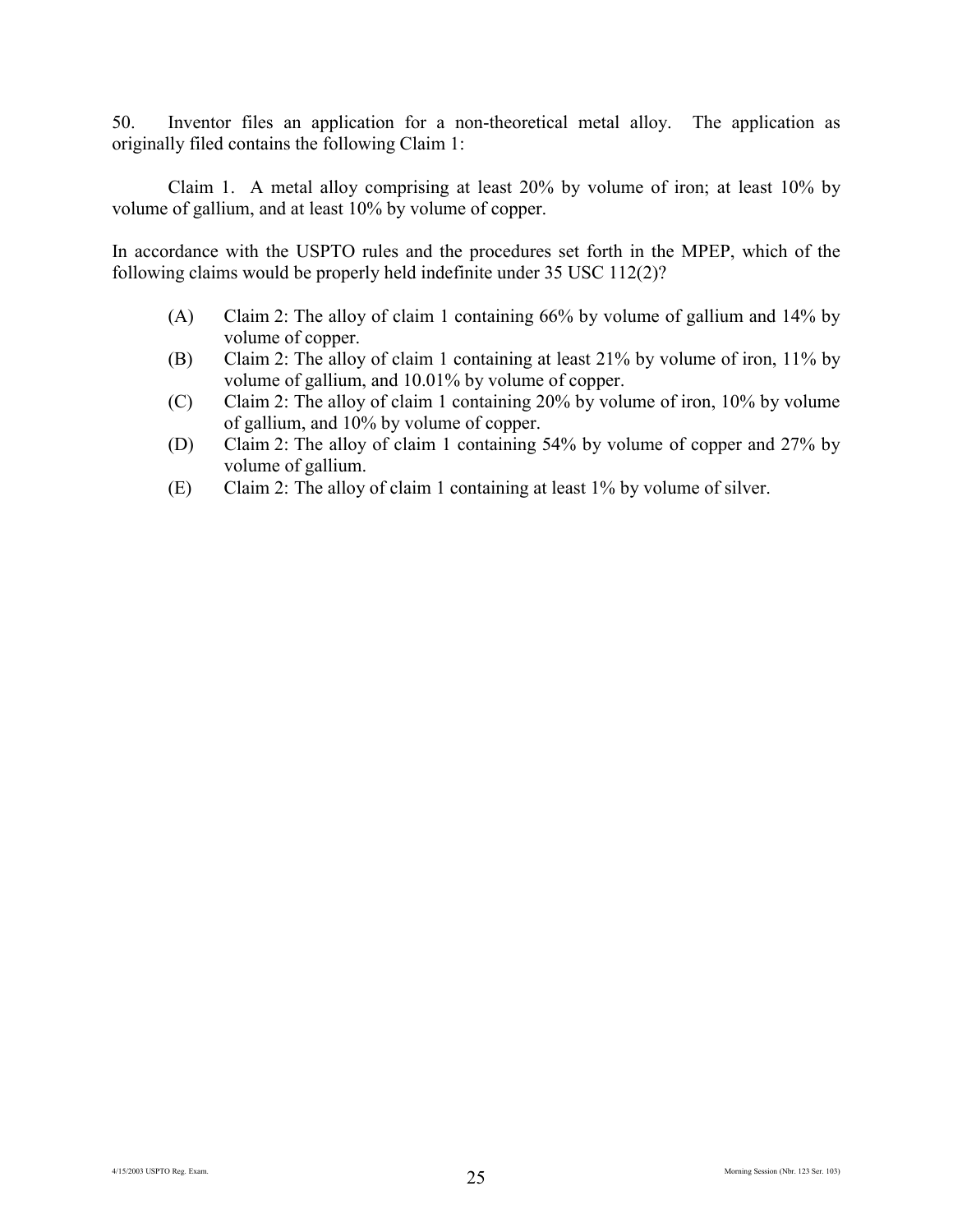50. Inventor files an application for a non-theoretical metal alloy. The application as originally filed contains the following Claim 1:

Claim 1. A metal alloy comprising at least 20% by volume of iron; at least 10% by volume of gallium, and at least 10% by volume of copper.

In accordance with the USPTO rules and the procedures set forth in the MPEP, which of the following claims would be properly held indefinite under 35 USC 112(2)?

(A) Claim 2: The alloy of claim 1 containing 66% by volume of gallium and 14% by volume of copper.
(B) Claim 2: The alloy of claim 1 containing at least 21% by volume of iron, 11% by volume of gallium, and 10.01% by volume of copper.
(C) Claim 2: The alloy of claim 1 containing 20% by volume of iron, 10% by volume of gallium, and 10% by volume of copper.
(D) Claim 2: The alloy of claim 1 containing 54% by volume of copper and 27% by volume of gallium.
(E) Claim 2: The alloy of claim 1 containing at least 1% by volume of silver.